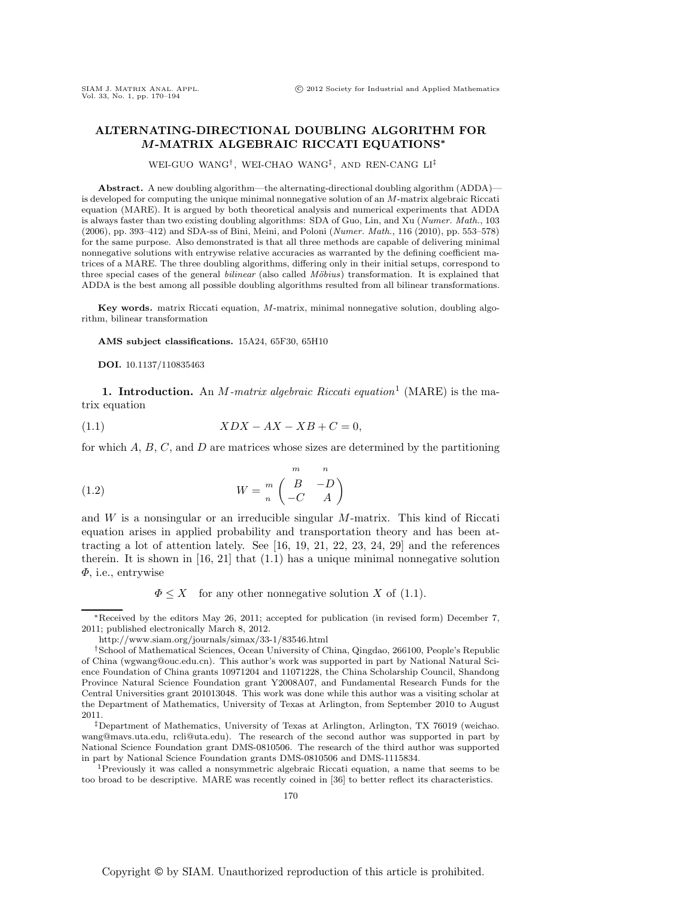# ALTERNATING-DIRECTIONAL DOUBLING ALGORITHM FOR $M$-MATRIX ALGEBRAIC RICCATI EQUATIONS*

WEI-GUO WANG†, WEI-CHAO WANG‡, AND REN-CANG LI‡

**Abstract.** A new doubling algorithm—the alternating-directional doubling algorithm (ADDA)—is developed for computing the unique minimal nonnegative solution of an $M$-matrix algebraic Riccati equation (MARE). It is argued by both theoretical analysis and numerical experiments that ADDA is always faster than two existing doubling algorithms: SDA of Guo, Lin, and Xu (*Numer. Math.*, 103 (2006), pp. 393–412) and SDA-ss of Bini, Meini, and Poloni (*Numer. Math.*, 116 (2010), pp. 553–578) for the same purpose. Also demonstrated is that all three methods are capable of delivering minimal nonnegative solutions with entrywise relative accuracies as warranted by the defining coefficient matrices of a MARE. The three doubling algorithms, differing only in their initial setups, correspond to three special cases of the general *bilinear* (also called *Möbius*) transformation. It is explained that ADDA is the best among all possible doubling algorithms resulted from all bilinear transformations.

**Key words.** matrix Riccati equation, $M$-matrix, minimal nonnegative solution, doubling algorithm, bilinear transformation

**AMS subject classifications.** 15A24, 65F30, 65H10

**DOI.** 10.1137/110835463

## 1. Introduction.

An *$M$-matrix algebraic Riccati equation*[1] (MARE) is the matrix equation

$$XDX - AX - XB + C = 0, \tag{1.1}$$

for which $A$, $B$, $C$, and $D$ are matrices whose sizes are determined by the partitioning

$$W = \begin{array}{c} \\ m \\ n \end{array} \!\!\begin{array}{c} \begin{array}{cc} m & \;\;n \end{array} \\ \begin{pmatrix} B & -D \\ -C & A \end{pmatrix} \end{array} \tag{1.2}$$

and $W$ is a nonsingular or an irreducible singular $M$-matrix. This kind of Riccati equation arises in applied probability and transportation theory and has been attracting a lot of attention lately. See [16, 19, 21, 22, 23, 24, 29] and the references therein. It is shown in [16, 21] that (1.1) has a unique minimal nonnegative solution $\Phi$, i.e., entrywise

$$\Phi \le X \quad \text{for any other nonnegative solution } X \text{ of (1.1).}$$

---

*Received by the editors May 26, 2011; accepted for publication (in revised form) December 7, 2011; published electronically March 8, 2012.

http://www.siam.org/journals/simax/33-1/83546.html

†School of Mathematical Sciences, Ocean University of China, Qingdao, 266100, People's Republic of China (wgwang@ouc.edu.cn). This author's work was supported in part by National Natural Science Foundation of China grants 10971204 and 11071228, the China Scholarship Council, Shandong Province Natural Science Foundation grant Y2008A07, and Fundamental Research Funds for the Central Universities grant 201013048. This work was done while this author was a visiting scholar at the Department of Mathematics, University of Texas at Arlington, from September 2010 to August 2011.

‡Department of Mathematics, University of Texas at Arlington, Arlington, TX 76019 (weichao.wang@mavs.uta.edu, rcli@uta.edu). The research of the second author was supported in part by National Science Foundation grant DMS-0810506. The research of the third author was supported in part by National Science Foundation grants DMS-0810506 and DMS-1115834.

[1] Previously it was called a nonsymmetric algebraic Riccati equation, a name that seems to be too broad to be descriptive. MARE was recently coined in [36] to better reflect its characteristics.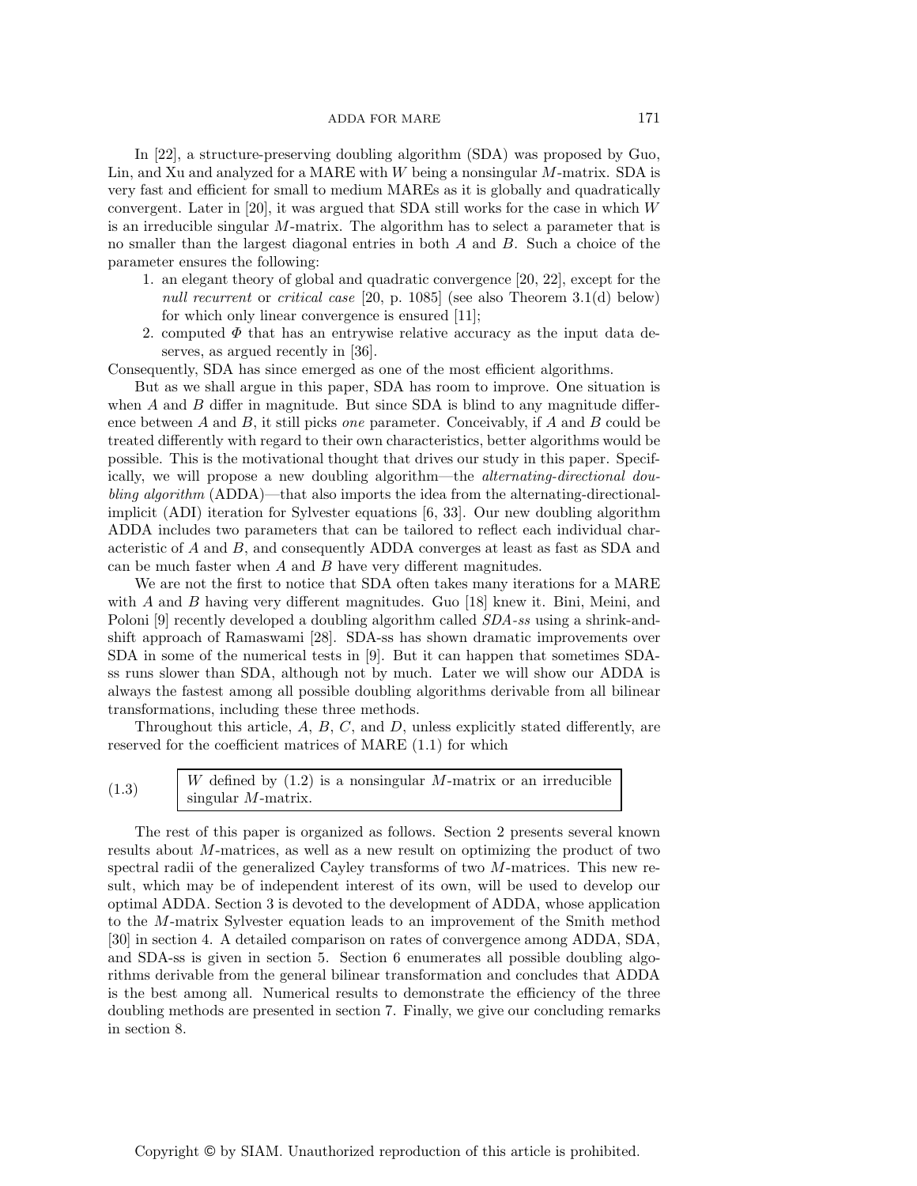In [22], a structure-preserving doubling algorithm (SDA) was proposed by Guo, Lin, and Xu and analyzed for a MARE with $W$ being a nonsingular $M$-matrix. SDA is very fast and efficient for small to medium MAREs as it is globally and quadratically convergent. Later in [20], it was argued that SDA still works for the case in which $W$ is an irreducible singular $M$-matrix. The algorithm has to select a parameter that is no smaller than the largest diagonal entries in both $A$ and $B$. Such a choice of the parameter ensures the following:

1. an elegant theory of global and quadratic convergence [20, 22], except for the *null recurrent* or *critical case* [20, p. 1085] (see also Theorem 3.1(d) below) for which only linear convergence is ensured [11];
2. computed $\Phi$ that has an entrywise relative accuracy as the input data deserves, as argued recently in [36].

Consequently, SDA has since emerged as one of the most efficient algorithms.

But as we shall argue in this paper, SDA has room to improve. One situation is when $A$ and $B$ differ in magnitude. But since SDA is blind to any magnitude difference between $A$ and $B$, it still picks *one* parameter. Conceivably, if $A$ and $B$ could be treated differently with regard to their own characteristics, better algorithms would be possible. This is the motivational thought that drives our study in this paper. Specifically, we will propose a new doubling algorithm—the *alternating-directional doubling algorithm* (ADDA)—that also imports the idea from the alternating-directional-implicit (ADI) iteration for Sylvester equations [6, 33]. Our new doubling algorithm ADDA includes two parameters that can be tailored to reflect each individual characteristic of $A$ and $B$, and consequently ADDA converges at least as fast as SDA and can be much faster when $A$ and $B$ have very different magnitudes.

We are not the first to notice that SDA often takes many iterations for a MARE with $A$ and $B$ having very different magnitudes. Guo [18] knew it. Bini, Meini, and Poloni [9] recently developed a doubling algorithm called *SDA-ss* using a shrink-and-shift approach of Ramaswami [28]. SDA-ss has shown dramatic improvements over SDA in some of the numerical tests in [9]. But it can happen that sometimes SDA-ss runs slower than SDA, although not by much. Later we will show our ADDA is always the fastest among all possible doubling algorithms derivable from all bilinear transformations, including these three methods.

Throughout this article, $A$, $B$, $C$, and $D$, unless explicitly stated differently, are reserved for the coefficient matrices of MARE (1.1) for which

$$\boxed{W \text{ defined by (1.2) is a nonsingular } M\text{-matrix or an irreducible singular } M\text{-matrix.}} \tag{1.3}$$

The rest of this paper is organized as follows. Section 2 presents several known results about $M$-matrices, as well as a new result on optimizing the product of two spectral radii of the generalized Cayley transforms of two $M$-matrices. This new result, which may be of independent interest of its own, will be used to develop our optimal ADDA. Section 3 is devoted to the development of ADDA, whose application to the $M$-matrix Sylvester equation leads to an improvement of the Smith method [30] in section 4. A detailed comparison on rates of convergence among ADDA, SDA, and SDA-ss is given in section 5. Section 6 enumerates all possible doubling algorithms derivable from the general bilinear transformation and concludes that ADDA is the best among all. Numerical results to demonstrate the efficiency of the three doubling methods are presented in section 7. Finally, we give our concluding remarks in section 8.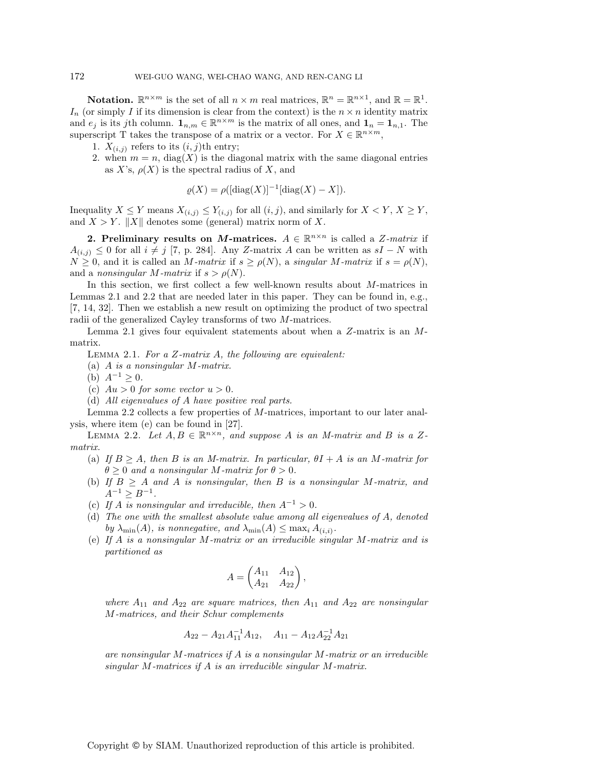**Notation.** $\mathbb{R}^{n\times m}$ is the set of all $n \times m$ real matrices, $\mathbb{R}^n = \mathbb{R}^{n\times 1}$, and $\mathbb{R} = \mathbb{R}^1$. $I_n$ (or simply $I$ if its dimension is clear from the context) is the $n \times n$ identity matrix and $e_j$ is its $j$th column. $\mathbf{1}_{n,m} \in \mathbb{R}^{n\times m}$ is the matrix of all ones, and $\mathbf{1}_n = \mathbf{1}_{n,1}$. The superscript T takes the transpose of a matrix or a vector. For $X \in \mathbb{R}^{n\times m}$,

1. $X_{(i,j)}$ refers to its $(i,j)$th entry;
2. when $m = n$, $\mathrm{diag}(X)$ is the diagonal matrix with the same diagonal entries as $X$'s, $\rho(X)$ is the spectral radius of $X$, and

$$\varrho(X) = \rho([\mathrm{diag}(X)]^{-1}[\mathrm{diag}(X) - X]).$$

Inequality $X \leq Y$ means $X_{(i,j)} \leq Y_{(i,j)}$ for all $(i,j)$, and similarly for $X < Y$, $X \geq Y$, and $X > Y$. $\|X\|$ denotes some (general) matrix norm of $X$.

## 2. Preliminary results on $M$-matrices.

$A \in \mathbb{R}^{n\times n}$ is called a *$Z$-matrix* if $A_{(i,j)} \leq 0$ for all $i \neq j$ [7, p. 284]. Any $Z$-matrix $A$ can be written as $sI - N$ with $N \geq 0$, and it is called an *$M$-matrix* if $s \geq \rho(N)$, a *singular $M$-matrix* if $s = \rho(N)$, and a *nonsingular $M$-matrix* if $s > \rho(N)$.

In this section, we first collect a few well-known results about $M$-matrices in Lemmas 2.1 and 2.2 that are needed later in this paper. They can be found in, e.g., [7, 14, 32]. Then we establish a new result on optimizing the product of two spectral radii of the generalized Cayley transforms of two $M$-matrices.

Lemma 2.1 gives four equivalent statements about when a $Z$-matrix is an $M$-matrix.

LEMMA 2.1. *For a $Z$-matrix $A$, the following are equivalent:*

(a) *$A$ is a nonsingular $M$-matrix.*

(b) *$A^{-1} \geq 0$.*

(c) *$Au > 0$ for some vector $u > 0$.*

(d) *All eigenvalues of $A$ have positive real parts.*

Lemma 2.2 collects a few properties of $M$-matrices, important to our later analysis, where item (e) can be found in [27].

LEMMA 2.2. *Let $A, B \in \mathbb{R}^{n\times n}$, and suppose $A$ is an $M$-matrix and $B$ is a $Z$-matrix.*

(a) *If $B \geq A$, then $B$ is an $M$-matrix. In particular, $\theta I + A$ is an $M$-matrix for $\theta \geq 0$ and a nonsingular $M$-matrix for $\theta > 0$.*

(b) *If $B \geq A$ and $A$ is nonsingular, then $B$ is a nonsingular $M$-matrix, and $A^{-1} \geq B^{-1}$.*

(c) *If $A$ is nonsingular and irreducible, then $A^{-1} > 0$.*

(d) *The one with the smallest absolute value among all eigenvalues of $A$, denoted by $\lambda_{\min}(A)$, is nonnegative, and $\lambda_{\min}(A) \leq \max_i A_{(i,i)}$.*

(e) *If $A$ is a nonsingular $M$-matrix or an irreducible singular $M$-matrix and is partitioned as*

$$A = \begin{pmatrix} A_{11} & A_{12} \\ A_{21} & A_{22} \end{pmatrix},$$

*where $A_{11}$ and $A_{22}$ are square matrices, then $A_{11}$ and $A_{22}$ are nonsingular $M$-matrices, and their Schur complements*

$$A_{22} - A_{21}A_{11}^{-1}A_{12}, \quad A_{11} - A_{12}A_{22}^{-1}A_{21}$$

*are nonsingular $M$-matrices if $A$ is a nonsingular $M$-matrix or an irreducible singular $M$-matrices if $A$ is an irreducible singular $M$-matrix.*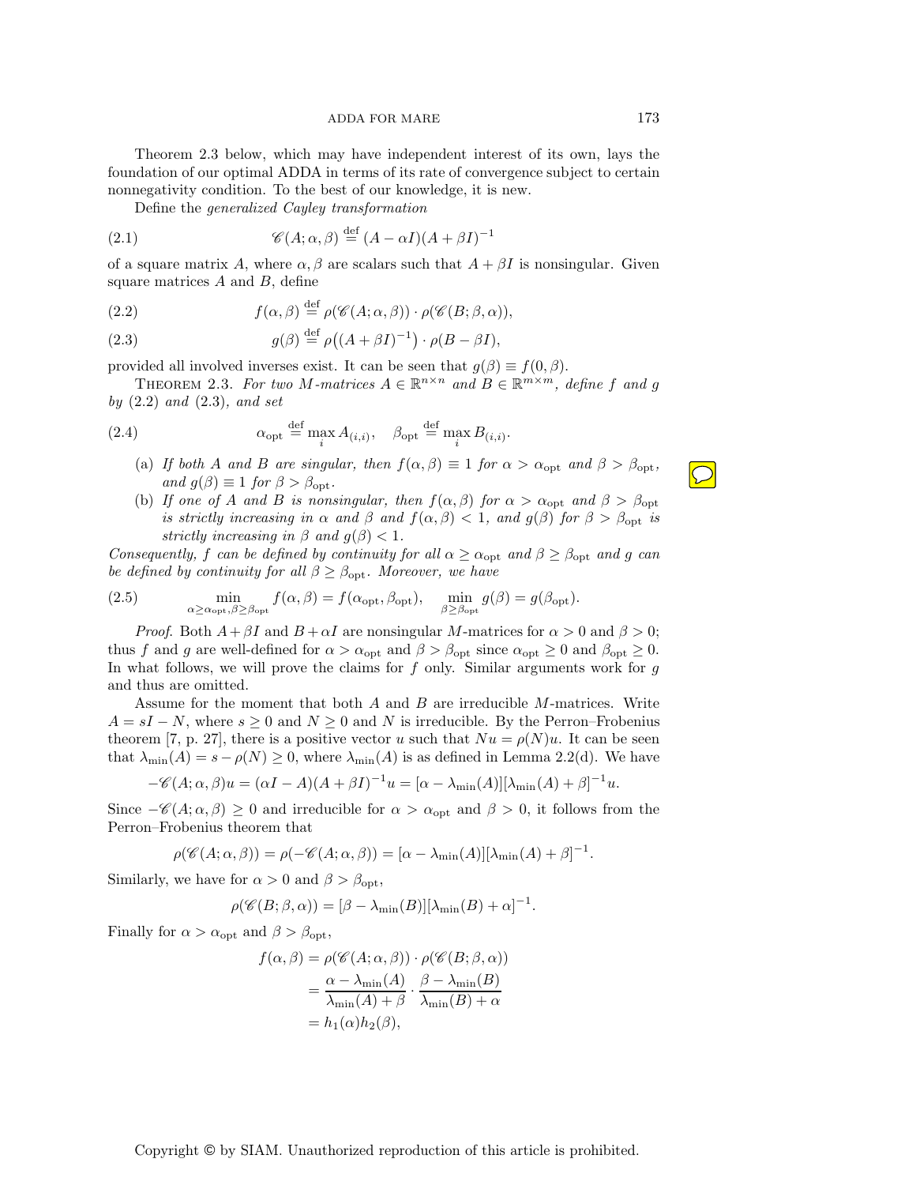Theorem 2.3 below, which may have independent interest of its own, lays the foundation of our optimal ADDA in terms of its rate of convergence subject to certain nonnegativity condition. To the best of our knowledge, it is new.

Define the *generalized Cayley transformation*

$$\mathscr{C}(A;\alpha,\beta) \stackrel{\text{def}}{=} (A-\alpha I)(A+\beta I)^{-1} \tag{2.1}$$

of a square matrix $A$, where $\alpha, \beta$ are scalars such that $A+\beta I$ is nonsingular. Given square matrices $A$ and $B$, define

$$f(\alpha,\beta) \stackrel{\text{def}}{=} \rho(\mathscr{C}(A;\alpha,\beta)) \cdot \rho(\mathscr{C}(B;\beta,\alpha)), \tag{2.2}$$

$$g(\beta) \stackrel{\text{def}}{=} \rho\big((A+\beta I)^{-1}\big) \cdot \rho(B-\beta I), \tag{2.3}$$

provided all involved inverses exist. It can be seen that $g(\beta) \equiv f(0,\beta)$.

THEOREM 2.3. *For two M-matrices $A \in \mathbb{R}^{n\times n}$ and $B \in \mathbb{R}^{m\times m}$, define $f$ and $g$ by* (2.2) *and* (2.3)*, and set*

$$\alpha_{\text{opt}} \stackrel{\text{def}}{=} \max_i A_{(i,i)}, \quad \beta_{\text{opt}} \stackrel{\text{def}}{=} \max_i B_{(i,i)}. \tag{2.4}$$

- (a) *If both $A$ and $B$ are singular, then $f(\alpha,\beta) \equiv 1$ for $\alpha > \alpha_{\text{opt}}$ and $\beta > \beta_{\text{opt}}$, and $g(\beta) \equiv 1$ for $\beta > \beta_{\text{opt}}$.*
- (b) *If one of $A$ and $B$ is nonsingular, then $f(\alpha,\beta)$ for $\alpha > \alpha_{\text{opt}}$ and $\beta > \beta_{\text{opt}}$ is strictly increasing in $\alpha$ and $\beta$ and $f(\alpha,\beta) < 1$, and $g(\beta)$ for $\beta > \beta_{\text{opt}}$ is strictly increasing in $\beta$ and $g(\beta) < 1$.*

*Consequently, $f$ can be defined by continuity for all $\alpha \geq \alpha_{\text{opt}}$ and $\beta \geq \beta_{\text{opt}}$ and $g$ can be defined by continuity for all $\beta \geq \beta_{\text{opt}}$. Moreover, we have*

$$\min_{\alpha\geq\alpha_{\text{opt}},\beta\geq\beta_{\text{opt}}} f(\alpha,\beta) = f(\alpha_{\text{opt}},\beta_{\text{opt}}), \quad \min_{\beta\geq\beta_{\text{opt}}} g(\beta) = g(\beta_{\text{opt}}). \tag{2.5}$$

*Proof.* Both $A+\beta I$ and $B+\alpha I$ are nonsingular $M$-matrices for $\alpha > 0$ and $\beta > 0$; thus $f$ and $g$ are well-defined for $\alpha > \alpha_{\text{opt}}$ and $\beta > \beta_{\text{opt}}$ since $\alpha_{\text{opt}} \geq 0$ and $\beta_{\text{opt}} \geq 0$. In what follows, we will prove the claims for $f$ only. Similar arguments work for $g$ and thus are omitted.

Assume for the moment that both $A$ and $B$ are irreducible $M$-matrices. Write $A = sI - N$, where $s \geq 0$ and $N \geq 0$ and $N$ is irreducible. By the Perron–Frobenius theorem [7, p. 27], there is a positive vector $u$ such that $Nu = \rho(N)u$. It can be seen that $\lambda_{\min}(A) = s - \rho(N) \geq 0$, where $\lambda_{\min}(A)$ is as defined in Lemma 2.2(d). We have

$$-\mathscr{C}(A;\alpha,\beta)u = (\alpha I - A)(A+\beta I)^{-1}u = [\alpha - \lambda_{\min}(A)][\lambda_{\min}(A)+\beta]^{-1}u.$$

Since $-\mathscr{C}(A;\alpha,\beta) \geq 0$ and irreducible for $\alpha > \alpha_{\text{opt}}$ and $\beta > 0$, it follows from the Perron–Frobenius theorem that

$$\rho(\mathscr{C}(A;\alpha,\beta)) = \rho(-\mathscr{C}(A;\alpha,\beta)) = [\alpha - \lambda_{\min}(A)][\lambda_{\min}(A)+\beta]^{-1}.$$

Similarly, we have for $\alpha > 0$ and $\beta > \beta_{\text{opt}}$,

$$\rho(\mathscr{C}(B;\beta,\alpha)) = [\beta - \lambda_{\min}(B)][\lambda_{\min}(B)+\alpha]^{-1}.$$

Finally for $\alpha > \alpha_{\text{opt}}$ and $\beta > \beta_{\text{opt}}$,

$$\begin{aligned} f(\alpha,\beta) &= \rho(\mathscr{C}(A;\alpha,\beta)) \cdot \rho(\mathscr{C}(B;\beta,\alpha)) \\ &= \frac{\alpha - \lambda_{\min}(A)}{\lambda_{\min}(A)+\beta} \cdot \frac{\beta - \lambda_{\min}(B)}{\lambda_{\min}(B)+\alpha} \\ &= h_1(\alpha)h_2(\beta), \end{aligned}$$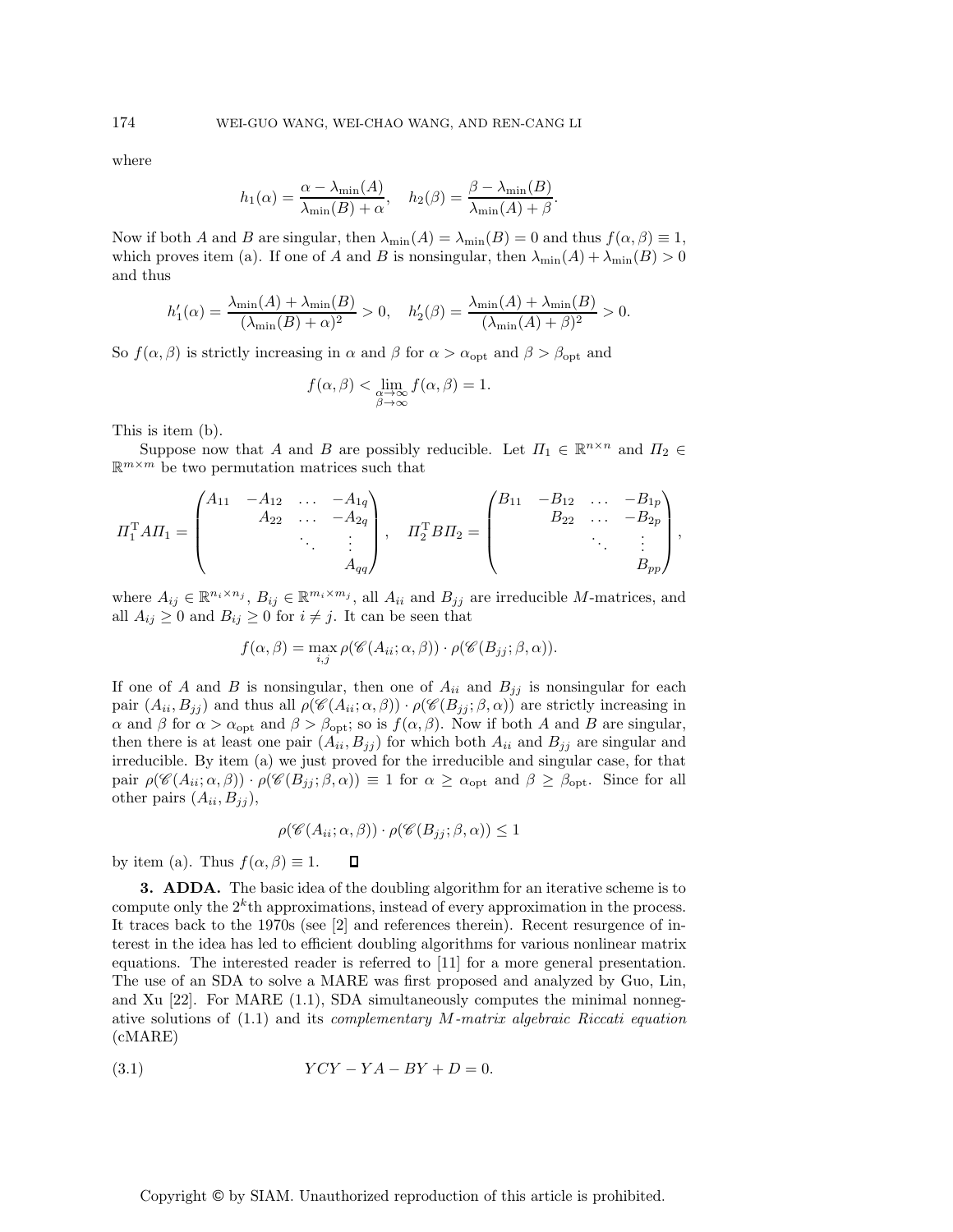where

$$h_1(\alpha) = \frac{\alpha - \lambda_{\min}(A)}{\lambda_{\min}(B) + \alpha}, \quad h_2(\beta) = \frac{\beta - \lambda_{\min}(B)}{\lambda_{\min}(A) + \beta}.$$

Now if both $A$ and $B$ are singular, then $\lambda_{\min}(A) = \lambda_{\min}(B) = 0$ and thus $f(\alpha, \beta) \equiv 1$, which proves item (a). If one of $A$ and $B$ is nonsingular, then $\lambda_{\min}(A) + \lambda_{\min}(B) > 0$ and thus

$$h_1'(\alpha) = \frac{\lambda_{\min}(A) + \lambda_{\min}(B)}{(\lambda_{\min}(B) + \alpha)^2} > 0, \quad h_2'(\beta) = \frac{\lambda_{\min}(A) + \lambda_{\min}(B)}{(\lambda_{\min}(A) + \beta)^2} > 0.$$

So $f(\alpha, \beta)$ is strictly increasing in $\alpha$ and $\beta$ for $\alpha > \alpha_{\rm opt}$ and $\beta > \beta_{\rm opt}$ and

$$f(\alpha, \beta) < \lim_{\substack{\alpha \to \infty \\ \beta \to \infty}} f(\alpha, \beta) = 1.$$

This is item (b).

Suppose now that $A$ and $B$ are possibly reducible. Let $\Pi_1 \in \mathbb{R}^{n \times n}$ and $\Pi_2 \in \mathbb{R}^{m \times m}$ be two permutation matrices such that

$$\Pi_1^{\rm T} A \Pi_1 = \begin{pmatrix} A_{11} & -A_{12} & \dots & -A_{1q} \\ & A_{22} & \dots & -A_{2q} \\ & & \ddots & \vdots \\ & & & A_{qq} \end{pmatrix}, \quad \Pi_2^{\rm T} B \Pi_2 = \begin{pmatrix} B_{11} & -B_{12} & \dots & -B_{1p} \\ & B_{22} & \dots & -B_{2p} \\ & & \ddots & \vdots \\ & & & B_{pp} \end{pmatrix},$$

where $A_{ij} \in \mathbb{R}^{n_i \times n_j}$, $B_{ij} \in \mathbb{R}^{m_i \times m_j}$, all $A_{ii}$ and $B_{jj}$ are irreducible $M$-matrices, and all $A_{ij} \geq 0$ and $B_{ij} \geq 0$ for $i \neq j$. It can be seen that

$$f(\alpha, \beta) = \max_{i,j} \rho(\mathscr{C}(A_{ii}; \alpha, \beta)) \cdot \rho(\mathscr{C}(B_{jj}; \beta, \alpha)).$$

If one of $A$ and $B$ is nonsingular, then one of $A_{ii}$ and $B_{jj}$ is nonsingular for each pair $(A_{ii}, B_{jj})$ and thus all $\rho(\mathscr{C}(A_{ii}; \alpha, \beta)) \cdot \rho(\mathscr{C}(B_{jj}; \beta, \alpha))$ are strictly increasing in $\alpha$ and $\beta$ for $\alpha > \alpha_{\rm opt}$ and $\beta > \beta_{\rm opt}$; so is $f(\alpha, \beta)$. Now if both $A$ and $B$ are singular, then there is at least one pair $(A_{ii}, B_{jj})$ for which both $A_{ii}$ and $B_{jj}$ are singular and irreducible. By item (a) we just proved for the irreducible and singular case, for that pair $\rho(\mathscr{C}(A_{ii}; \alpha, \beta)) \cdot \rho(\mathscr{C}(B_{jj}; \beta, \alpha)) \equiv 1$ for $\alpha \geq \alpha_{\rm opt}$ and $\beta \geq \beta_{\rm opt}$. Since for all other pairs $(A_{ii}, B_{jj})$,

$$\rho(\mathscr{C}(A_{ii}; \alpha, \beta)) \cdot \rho(\mathscr{C}(B_{jj}; \beta, \alpha)) \leq 1$$

by item (a). Thus $f(\alpha, \beta) \equiv 1$. $\square$

**3. ADDA.** The basic idea of the doubling algorithm for an iterative scheme is to compute only the $2^k$th approximations, instead of every approximation in the process. It traces back to the 1970s (see [2] and references therein). Recent resurgence of interest in the idea has led to efficient doubling algorithms for various nonlinear matrix equations. The interested reader is referred to [11] for a more general presentation. The use of an SDA to solve a MARE was first proposed and analyzed by Guo, Lin, and Xu [22]. For MARE (1.1), SDA simultaneously computes the minimal nonnegative solutions of (1.1) and its *complementary M-matrix algebraic Riccati equation* (cMARE)

$$YCY - YA - BY + D = 0. \tag{3.1}$$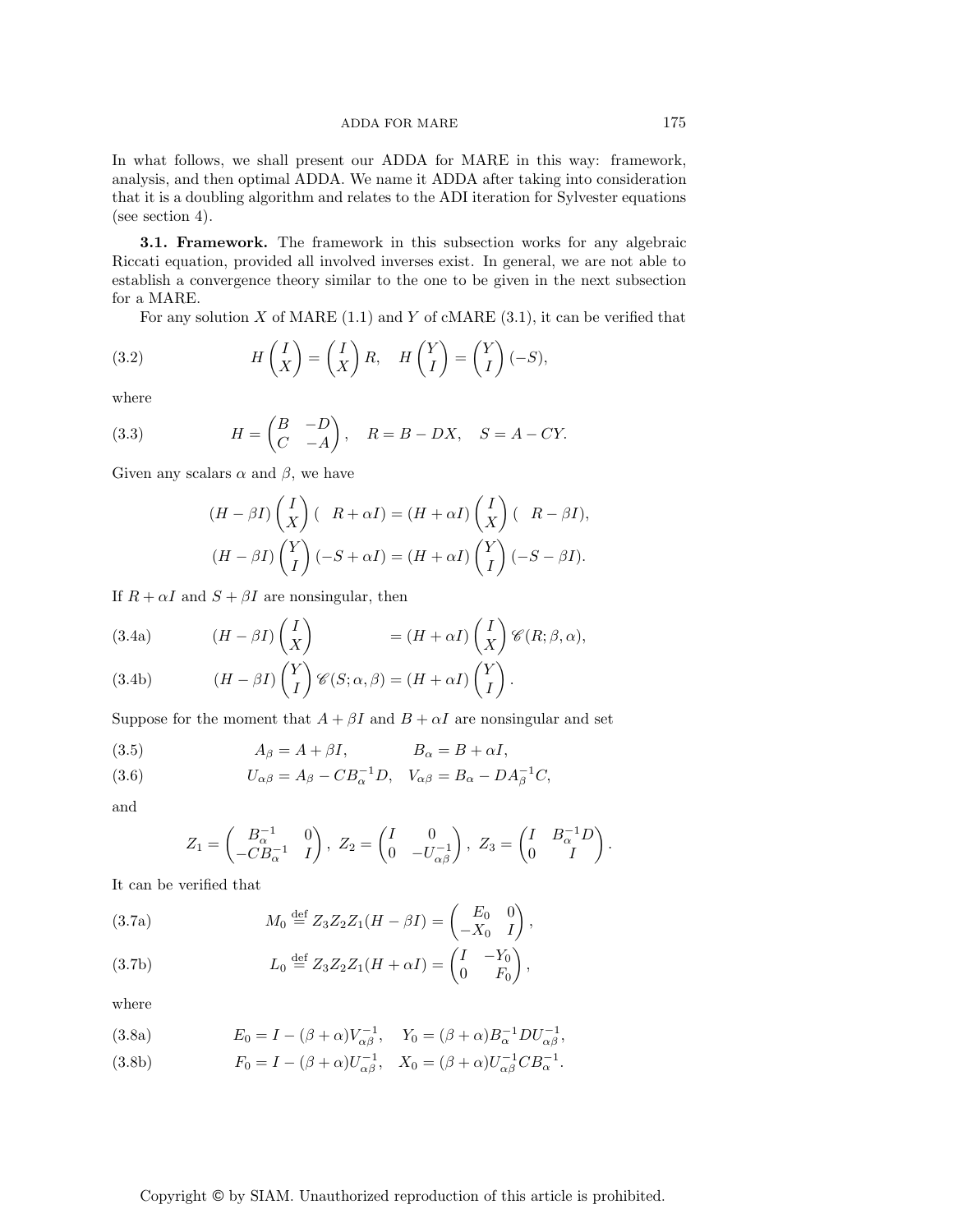In what follows, we shall present our ADDA for MARE in this way: framework, analysis, and then optimal ADDA. We name it ADDA after taking into consideration that it is a doubling algorithm and relates to the ADI iteration for Sylvester equations (see section 4).

**3.1. Framework.** The framework in this subsection works for any algebraic Riccati equation, provided all involved inverses exist. In general, we are not able to establish a convergence theory similar to the one to be given in the next subsection for a MARE.

For any solution $X$ of MARE (1.1) and $Y$ of cMARE (3.1), it can be verified that

$$H\begin{pmatrix} I \\ X \end{pmatrix} = \begin{pmatrix} I \\ X \end{pmatrix} R, \quad H\begin{pmatrix} Y \\ I \end{pmatrix} = \begin{pmatrix} Y \\ I \end{pmatrix}(-S), \tag{3.2}$$

where

$$H = \begin{pmatrix} B & -D \\ C & -A \end{pmatrix}, \quad R = B - DX, \quad S = A - CY. \tag{3.3}$$

Given any scalars $\alpha$ and $\beta$, we have

$$(H - \beta I)\begin{pmatrix} I \\ X \end{pmatrix}(\phantom{-}R + \alpha I) = (H + \alpha I)\begin{pmatrix} I \\ X \end{pmatrix}(\phantom{-}R - \beta I),$$

$$(H - \beta I)\begin{pmatrix} Y \\ I \end{pmatrix}(-S + \alpha I) = (H + \alpha I)\begin{pmatrix} Y \\ I \end{pmatrix}(-S - \beta I).$$

If $R + \alpha I$ and $S + \beta I$ are nonsingular, then

$$(H - \beta I)\begin{pmatrix} I \\ X \end{pmatrix} \qquad\qquad = (H + \alpha I)\begin{pmatrix} I \\ X \end{pmatrix}\mathscr{C}(R; \beta, \alpha), \tag{3.4a}$$

$$(H - \beta I)\begin{pmatrix} Y \\ I \end{pmatrix}\mathscr{C}(S; \alpha, \beta) = (H + \alpha I)\begin{pmatrix} Y \\ I \end{pmatrix}. \tag{3.4b}$$

Suppose for the moment that $A + \beta I$ and $B + \alpha I$ are nonsingular and set

$$A_\beta = A + \beta I, \qquad\qquad B_\alpha = B + \alpha I, \tag{3.5}$$

$$U_{\alpha\beta} = A_\beta - C B_\alpha^{-1} D, \quad V_{\alpha\beta} = B_\alpha - D A_\beta^{-1} C, \tag{3.6}$$

and

$$Z_1 = \begin{pmatrix} B_\alpha^{-1} & 0 \\ -C B_\alpha^{-1} & I \end{pmatrix}, \; Z_2 = \begin{pmatrix} I & 0 \\ 0 & -U_{\alpha\beta}^{-1} \end{pmatrix}, \; Z_3 = \begin{pmatrix} I & B_\alpha^{-1} D \\ 0 & I \end{pmatrix}.$$

It can be verified that

$$M_0 \stackrel{\text{def}}{=} Z_3 Z_2 Z_1 (H - \beta I) = \begin{pmatrix} E_0 & 0 \\ -X_0 & I \end{pmatrix}, \tag{3.7a}$$

$$L_0 \stackrel{\text{def}}{=} Z_3 Z_2 Z_1 (H + \alpha I) = \begin{pmatrix} I & -Y_0 \\ 0 & F_0 \end{pmatrix}, \tag{3.7b}$$

where

$$E_0 = I - (\beta + \alpha) V_{\alpha\beta}^{-1}, \quad Y_0 = (\beta + \alpha) B_\alpha^{-1} D U_{\alpha\beta}^{-1}, \tag{3.8a}$$

$$F_0 = I - (\beta + \alpha) U_{\alpha\beta}^{-1}, \quad X_0 = (\beta + \alpha) U_{\alpha\beta}^{-1} C B_\alpha^{-1}. \tag{3.8b}$$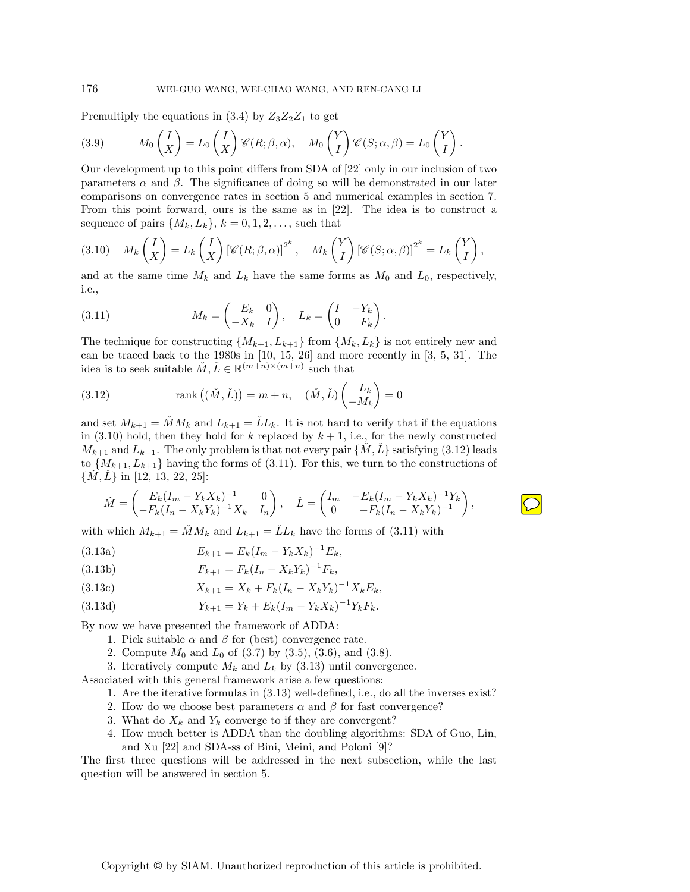Premultiply the equations in (3.4) by $Z_3 Z_2 Z_1$ to get

$$
M_0 \begin{pmatrix} I \\ X \end{pmatrix} = L_0 \begin{pmatrix} I \\ X \end{pmatrix} \mathscr{C}(R;\beta,\alpha), \quad M_0 \begin{pmatrix} Y \\ I \end{pmatrix} \mathscr{C}(S;\alpha,\beta) = L_0 \begin{pmatrix} Y \\ I \end{pmatrix}. \tag{3.9}
$$

Our development up to this point differs from SDA of [22] only in our inclusion of two parameters $\alpha$ and $\beta$. The significance of doing so will be demonstrated in our later comparisons on convergence rates in section 5 and numerical examples in section 7. From this point forward, ours is the same as in [22]. The idea is to construct a sequence of pairs $\{M_k, L_k\}$, $k = 0, 1, 2, \dots$, such that

$$
M_k \begin{pmatrix} I \\ X \end{pmatrix} = L_k \begin{pmatrix} I \\ X \end{pmatrix} [\mathscr{C}(R;\beta,\alpha)]^{2^k}, \quad M_k \begin{pmatrix} Y \\ I \end{pmatrix} [\mathscr{C}(S;\alpha,\beta)]^{2^k} = L_k \begin{pmatrix} Y \\ I \end{pmatrix}, \tag{3.10}
$$

and at the same time $M_k$ and $L_k$ have the same forms as $M_0$ and $L_0$, respectively, i.e.,

$$
M_k = \begin{pmatrix} E_k & 0 \\ -X_k & I \end{pmatrix}, \quad L_k = \begin{pmatrix} I & -Y_k \\ 0 & F_k \end{pmatrix}. \tag{3.11}
$$

The technique for constructing $\{M_{k+1}, L_{k+1}\}$ from $\{M_k, L_k\}$ is not entirely new and can be traced back to the 1980s in [10, 15, 26] and more recently in [3, 5, 31]. The idea is to seek suitable $\check{M}, \check{L} \in \mathbb{R}^{(m+n)\times(m+n)}$ such that

$$
\operatorname{rank}\left((\check{M}, \check{L})\right) = m + n, \quad (\check{M}, \check{L}) \begin{pmatrix} L_k \\ -M_k \end{pmatrix} = 0 \tag{3.12}
$$

and set $M_{k+1} = \check{M} M_k$ and $L_{k+1} = \check{L} L_k$. It is not hard to verify that if the equations in (3.10) hold, then they hold for $k$ replaced by $k+1$, i.e., for the newly constructed $M_{k+1}$ and $L_{k+1}$. The only problem is that not every pair $\{\check{M}, \check{L}\}$ satisfying (3.12) leads to $\{M_{k+1}, L_{k+1}\}$ having the forms of (3.11). For this, we turn to the constructions of $\{\check{M}, \check{L}\}$ in [12, 13, 22, 25]:

$$
\check{M} = \begin{pmatrix} E_k (I_m - Y_k X_k)^{-1} & 0 \\ -F_k (I_n - X_k Y_k)^{-1} X_k & I_n \end{pmatrix}, \quad \check{L} = \begin{pmatrix} I_m & -E_k (I_m - Y_k X_k)^{-1} Y_k \\ 0 & -F_k (I_n - X_k Y_k)^{-1} \end{pmatrix},
$$

with which $M_{k+1} = \check{M} M_k$ and $L_{k+1} = \check{L} L_k$ have the forms of (3.11) with

$$
E_{k+1} = E_k (I_m - Y_k X_k)^{-1} E_k, \tag{3.13a}
$$

$$
F_{k+1} = F_k (I_n - X_k Y_k)^{-1} F_k, \tag{3.13b}
$$

$$
X_{k+1} = X_k + F_k (I_n - X_k Y_k)^{-1} X_k E_k, \tag{3.13c}
$$

$$
Y_{k+1} = Y_k + E_k (I_m - Y_k X_k)^{-1} Y_k F_k. \tag{3.13d}
$$

By now we have presented the framework of ADDA:

1. Pick suitable $\alpha$ and $\beta$ for (best) convergence rate.
2. Compute $M_0$ and $L_0$ of (3.7) by (3.5), (3.6), and (3.8).
3. Iteratively compute $M_k$ and $L_k$ by (3.13) until convergence.

Associated with this general framework arise a few questions:

1. Are the iterative formulas in (3.13) well-defined, i.e., do all the inverses exist?
2. How do we choose best parameters $\alpha$ and $\beta$ for fast convergence?
3. What do $X_k$ and $Y_k$ converge to if they are convergent?
4. How much better is ADDA than the doubling algorithms: SDA of Guo, Lin, and Xu [22] and SDA-ss of Bini, Meini, and Poloni [9]?

The first three questions will be addressed in the next subsection, while the last question will be answered in section 5.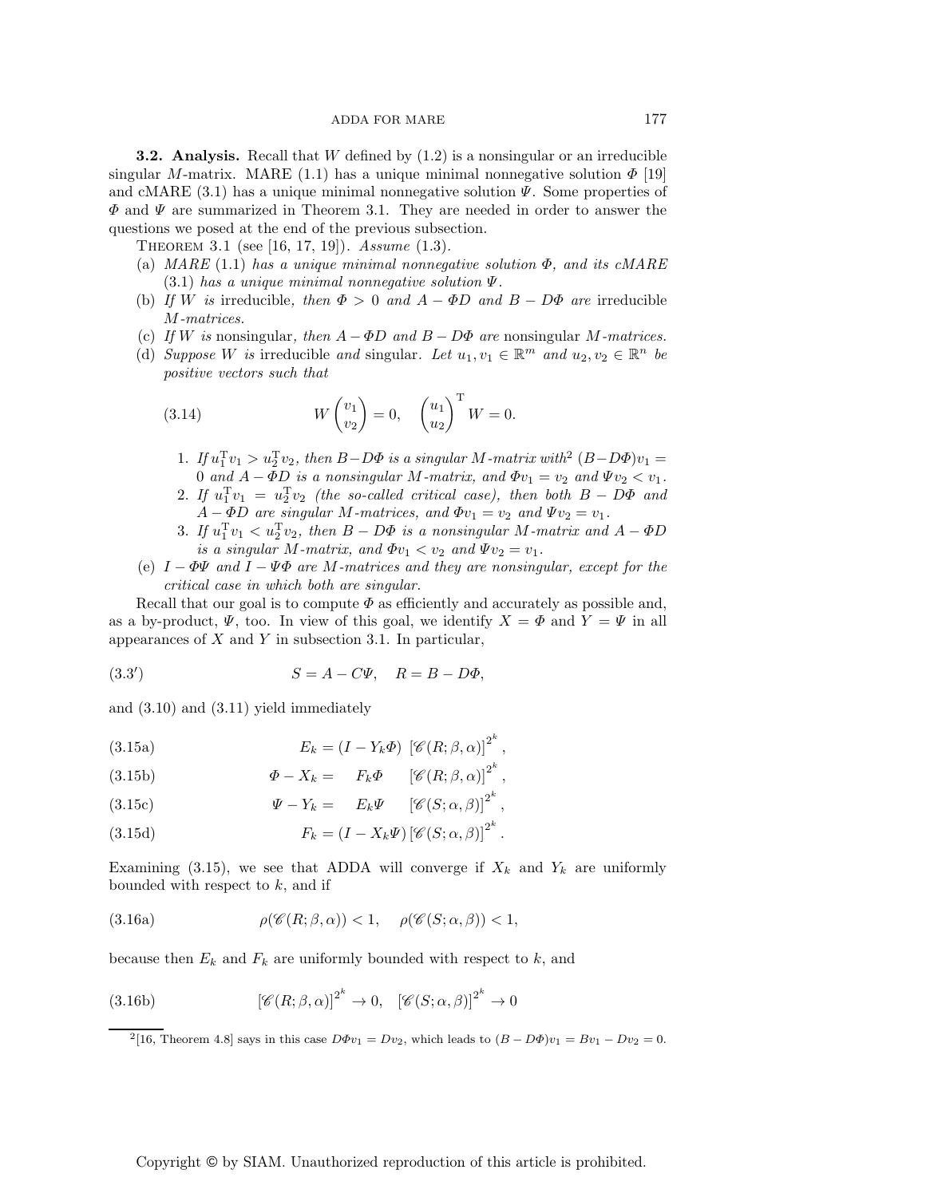**3.2. Analysis.** Recall that $W$ defined by (1.2) is a nonsingular or an irreducible singular $M$-matrix. MARE (1.1) has a unique minimal nonnegative solution $\Phi$ [19] and cMARE (3.1) has a unique minimal nonnegative solution $\Psi$. Some properties of $\Phi$ and $\Psi$ are summarized in Theorem 3.1. They are needed in order to answer the questions we posed at the end of the previous subsection.

THEOREM 3.1 (see [16, 17, 19]). *Assume* (1.3).

(a) *MARE* (1.1) *has a unique minimal nonnegative solution* $\Phi$*, and its cMARE* (3.1) *has a unique minimal nonnegative solution* $\Psi$*.*

(b) *If* $W$ *is* irreducible*, then* $\Phi > 0$ *and* $A - \Phi D$ *and* $B - D\Phi$ *are* irreducible *$M$-matrices.*

(c) *If* $W$ *is* nonsingular*, then* $A - \Phi D$ *and* $B - D\Phi$ *are* nonsingular *$M$-matrices.*

(d) *Suppose* $W$ *is* irreducible *and* singular*. Let* $u_1, v_1 \in \mathbb{R}^m$ *and* $u_2, v_2 \in \mathbb{R}^n$ *be positive vectors such that*

$$W \begin{pmatrix} v_1 \\ v_2 \end{pmatrix} = 0, \quad \begin{pmatrix} u_1 \\ u_2 \end{pmatrix}^{\mathrm{T}} W = 0. \tag{3.14}$$

1. *If* $u_1^{\mathrm{T}} v_1 > u_2^{\mathrm{T}} v_2$*, then* $B - D\Phi$ *is a singular $M$-matrix with*[2] $(B - D\Phi)v_1 = 0$ *and* $A - \Phi D$ *is a nonsingular $M$-matrix, and* $\Phi v_1 = v_2$ *and* $\Psi v_2 < v_1$*.*
2. *If* $u_1^{\mathrm{T}} v_1 = u_2^{\mathrm{T}} v_2$ *(the so-called critical case), then both* $B - D\Phi$ *and* $A - \Phi D$ *are singular $M$-matrices, and* $\Phi v_1 = v_2$ *and* $\Psi v_2 = v_1$*.*
3. *If* $u_1^{\mathrm{T}} v_1 < u_2^{\mathrm{T}} v_2$*, then* $B - D\Phi$ *is a nonsingular $M$-matrix and* $A - \Phi D$ *is a singular $M$-matrix, and* $\Phi v_1 < v_2$ *and* $\Psi v_2 = v_1$*.*

(e) $I - \Phi\Psi$ *and* $I - \Psi\Phi$ *are $M$-matrices and they are nonsingular, except for the critical case in which both are singular.*

Recall that our goal is to compute $\Phi$ as efficiently and accurately as possible and, as a by-product, $\Psi$, too. In view of this goal, we identify $X = \Phi$ and $Y = \Psi$ in all appearances of $X$ and $Y$ in subsection 3.1. In particular,

$$S = A - C\Psi, \quad R = B - D\Phi, \tag{3.3$'$}$$

and (3.10) and (3.11) yield immediately

$$E_k = (I - Y_k\Phi)\ [\mathscr{C}(R;\beta,\alpha)]^{2^k}, \tag{3.15a}$$

$$\Phi - X_k = \quad F_k\Phi \quad [\mathscr{C}(R;\beta,\alpha)]^{2^k}, \tag{3.15b}$$

$$\Psi - Y_k = \quad E_k\Psi \quad [\mathscr{C}(S;\alpha,\beta)]^{2^k}, \tag{3.15c}$$

$$F_k = (I - X_k\Psi)\,[\mathscr{C}(S;\alpha,\beta)]^{2^k}. \tag{3.15d}$$

Examining (3.15), we see that ADDA will converge if $X_k$ and $Y_k$ are uniformly bounded with respect to $k$, and if

$$\rho(\mathscr{C}(R;\beta,\alpha)) < 1, \quad \rho(\mathscr{C}(S;\alpha,\beta)) < 1, \tag{3.16a}$$

because then $E_k$ and $F_k$ are uniformly bounded with respect to $k$, and

$$[\mathscr{C}(R;\beta,\alpha)]^{2^k} \to 0, \quad [\mathscr{C}(S;\alpha,\beta)]^{2^k} \to 0 \tag{3.16b}$$

---

[2] [16, Theorem 4.8] says in this case $D\Phi v_1 = Dv_2$, which leads to $(B - D\Phi)v_1 = Bv_1 - Dv_2 = 0$.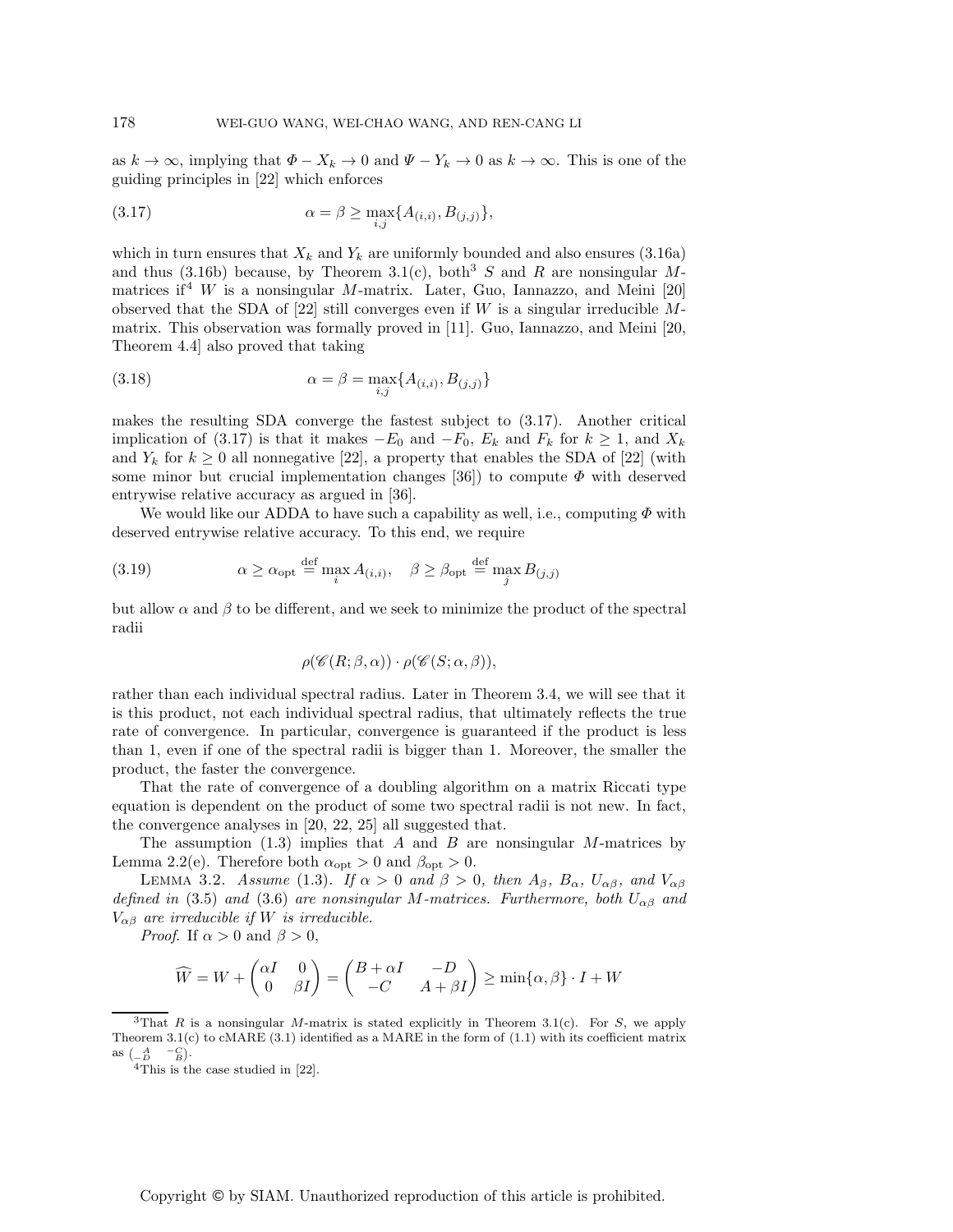as $k \to \infty$, implying that $\Phi - X_k \to 0$ and $\Psi - Y_k \to 0$ as $k \to \infty$. This is one of the guiding principles in [22] which enforces

$$\alpha = \beta \geq \max_{i,j}\{A_{(i,i)}, B_{(j,j)}\}, \tag{3.17}$$

which in turn ensures that $X_k$ and $Y_k$ are uniformly bounded and also ensures (3.16a) and thus (3.16b) because, by Theorem 3.1(c), both[3] $S$ and $R$ are nonsingular $M$-matrices if[4] $W$ is a nonsingular $M$-matrix. Later, Guo, Iannazzo, and Meini [20] observed that the SDA of [22] still converges even if $W$ is a singular irreducible $M$-matrix. This observation was formally proved in [11]. Guo, Iannazzo, and Meini [20, Theorem 4.4] also proved that taking

$$\alpha = \beta = \max_{i,j}\{A_{(i,i)}, B_{(j,j)}\} \tag{3.18}$$

makes the resulting SDA converge the fastest subject to (3.17). Another critical implication of (3.17) is that it makes $-E_0$ and $-F_0$, $E_k$ and $F_k$ for $k \geq 1$, and $X_k$ and $Y_k$ for $k \geq 0$ all nonnegative [22], a property that enables the SDA of [22] (with some minor but crucial implementation changes [36]) to compute $\Phi$ with deserved entrywise relative accuracy as argued in [36].

We would like our ADDA to have such a capability as well, i.e., computing $\Phi$ with deserved entrywise relative accuracy. To this end, we require

$$\alpha \geq \alpha_{\text{opt}} \stackrel{\text{def}}{=} \max_i A_{(i,i)}, \quad \beta \geq \beta_{\text{opt}} \stackrel{\text{def}}{=} \max_j B_{(j,j)} \tag{3.19}$$

but allow $\alpha$ and $\beta$ to be different, and we seek to minimize the product of the spectral radii

$$\rho(\mathscr{C}(R;\beta,\alpha)) \cdot \rho(\mathscr{C}(S;\alpha,\beta)),$$

rather than each individual spectral radius. Later in Theorem 3.4, we will see that it is this product, not each individual spectral radius, that ultimately reflects the true rate of convergence. In particular, convergence is guaranteed if the product is less than 1, even if one of the spectral radii is bigger than 1. Moreover, the smaller the product, the faster the convergence.

That the rate of convergence of a doubling algorithm on a matrix Riccati type equation is dependent on the product of some two spectral radii is not new. In fact, the convergence analyses in [20, 22, 25] all suggested that.

The assumption (1.3) implies that $A$ and $B$ are nonsingular $M$-matrices by Lemma 2.2(e). Therefore both $\alpha_{\text{opt}} > 0$ and $\beta_{\text{opt}} > 0$.

Lemma 3.2. *Assume* (1.3). *If $\alpha > 0$ and $\beta > 0$, then $A_\beta$, $B_\alpha$, $U_{\alpha\beta}$, and $V_{\alpha\beta}$ defined in* (3.5) *and* (3.6) *are nonsingular $M$-matrices. Furthermore, both $U_{\alpha\beta}$ and $V_{\alpha\beta}$ are irreducible if $W$ is irreducible.*

*Proof.* If $\alpha > 0$ and $\beta > 0$,

$$\widehat{W} = W + \begin{pmatrix} \alpha I & 0 \\ 0 & \beta I \end{pmatrix} = \begin{pmatrix} B + \alpha I & -D \\ -C & A + \beta I \end{pmatrix} \geq \min\{\alpha, \beta\} \cdot I + W$$

[3] That $R$ is a nonsingular $M$-matrix is stated explicitly in Theorem 3.1(c). For $S$, we apply Theorem 3.1(c) to cMARE (3.1) identified as a MARE in the form of (1.1) with its coefficient matrix as $\begin{pmatrix} A & -C \\ -D & B \end{pmatrix}$.

[4] This is the case studied in [22].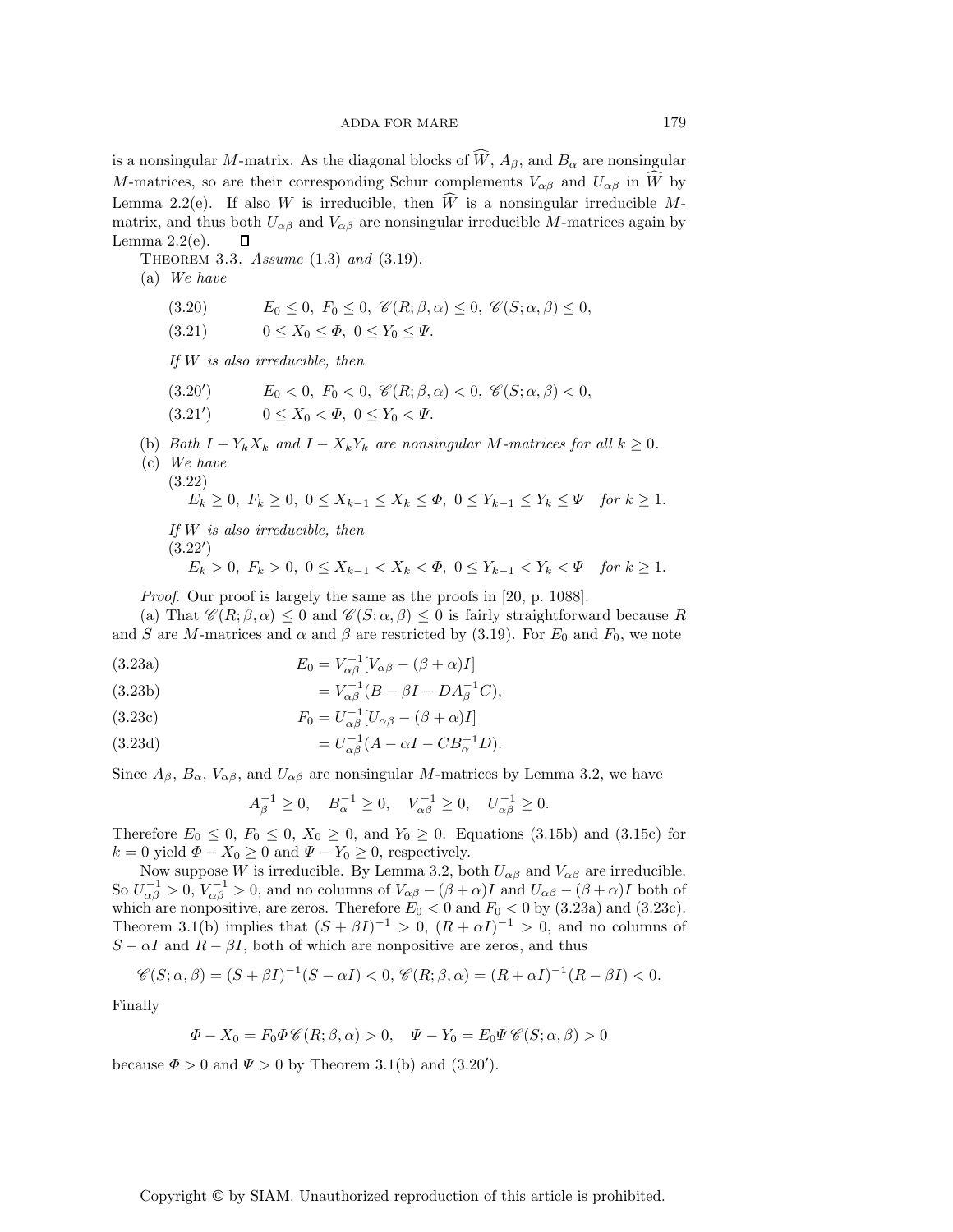is a nonsingular $M$-matrix. As the diagonal blocks of $\widehat{W}$, $A_\beta$, and $B_\alpha$ are nonsingular $M$-matrices, so are their corresponding Schur complements $V_{\alpha\beta}$ and $U_{\alpha\beta}$ in $\widehat{W}$ by Lemma 2.2(e). If also $W$ is irreducible, then $\widehat{W}$ is a nonsingular irreducible $M$-matrix, and thus both $U_{\alpha\beta}$ and $V_{\alpha\beta}$ are nonsingular irreducible $M$-matrices again by Lemma 2.2(e). ☐

THEOREM 3.3. *Assume* (1.3) *and* (3.19).

(a) *We have*

$$E_0 \le 0,\ F_0 \le 0,\ \mathscr{C}(R;\beta,\alpha) \le 0,\ \mathscr{C}(S;\alpha,\beta) \le 0, \tag{3.20}$$

$$0 \le X_0 \le \Phi,\ 0 \le Y_0 \le \Psi. \tag{3.21}$$

*If $W$ is also irreducible, then*

$$E_0 < 0,\ F_0 < 0,\ \mathscr{C}(R;\beta,\alpha) < 0,\ \mathscr{C}(S;\alpha,\beta) < 0, \tag{3.20$'$}$$

$$0 \le X_0 < \Phi,\ 0 \le Y_0 < \Psi. \tag{3.21$'$}$$

(b) *Both $I - Y_k X_k$ and $I - X_k Y_k$ are nonsingular $M$-matrices for all $k \ge 0$.*

(c) *We have*

$$E_k \ge 0,\ F_k \ge 0,\ 0 \le X_{k-1} \le X_k \le \Phi,\ 0 \le Y_{k-1} \le Y_k \le \Psi \quad \textit{for } k \ge 1. \tag{3.22}$$

*If $W$ is also irreducible, then*

$$E_k > 0,\ F_k > 0,\ 0 \le X_{k-1} < X_k < \Phi,\ 0 \le Y_{k-1} < Y_k < \Psi \quad \textit{for } k \ge 1. \tag{3.22$'$}$$

*Proof.* Our proof is largely the same as the proofs in [20, p. 1088].

(a) That $\mathscr{C}(R;\beta,\alpha) \le 0$ and $\mathscr{C}(S;\alpha,\beta) \le 0$ is fairly straightforward because $R$ and $S$ are $M$-matrices and $\alpha$ and $\beta$ are restricted by (3.19). For $E_0$ and $F_0$, we note

$$E_0 = V_{\alpha\beta}^{-1}[V_{\alpha\beta} - (\beta+\alpha)I] \tag{3.23a}$$

$$= V_{\alpha\beta}^{-1}(B - \beta I - D A_\beta^{-1} C), \tag{3.23b}$$

$$F_0 = U_{\alpha\beta}^{-1}[U_{\alpha\beta} - (\beta+\alpha)I] \tag{3.23c}$$

$$= U_{\alpha\beta}^{-1}(A - \alpha I - C B_\alpha^{-1} D). \tag{3.23d}$$

Since $A_\beta$, $B_\alpha$, $V_{\alpha\beta}$, and $U_{\alpha\beta}$ are nonsingular $M$-matrices by Lemma 3.2, we have

$$A_\beta^{-1} \ge 0, \quad B_\alpha^{-1} \ge 0, \quad V_{\alpha\beta}^{-1} \ge 0, \quad U_{\alpha\beta}^{-1} \ge 0.$$

Therefore $E_0 \le 0$, $F_0 \le 0$, $X_0 \ge 0$, and $Y_0 \ge 0$. Equations (3.15b) and (3.15c) for $k = 0$ yield $\Phi - X_0 \ge 0$ and $\Psi - Y_0 \ge 0$, respectively.

Now suppose $W$ is irreducible. By Lemma 3.2, both $U_{\alpha\beta}$ and $V_{\alpha\beta}$ are irreducible. So $U_{\alpha\beta}^{-1} > 0$, $V_{\alpha\beta}^{-1} > 0$, and no columns of $V_{\alpha\beta} - (\beta+\alpha)I$ and $U_{\alpha\beta} - (\beta+\alpha)I$ both of which are nonpositive, are zeros. Therefore $E_0 < 0$ and $F_0 < 0$ by (3.23a) and (3.23c). Theorem 3.1(b) implies that $(S + \beta I)^{-1} > 0$, $(R + \alpha I)^{-1} > 0$, and no columns of $S - \alpha I$ and $R - \beta I$, both of which are nonpositive are zeros, and thus

$$\mathscr{C}(S;\alpha,\beta) = (S + \beta I)^{-1}(S - \alpha I) < 0, \mathscr{C}(R;\beta,\alpha) = (R + \alpha I)^{-1}(R - \beta I) < 0.$$

Finally

$$\Phi - X_0 = F_0 \Phi \mathscr{C}(R;\beta,\alpha) > 0, \quad \Psi - Y_0 = E_0 \Psi \mathscr{C}(S;\alpha,\beta) > 0$$

because $\Phi > 0$ and $\Psi > 0$ by Theorem 3.1(b) and (3.20$'$).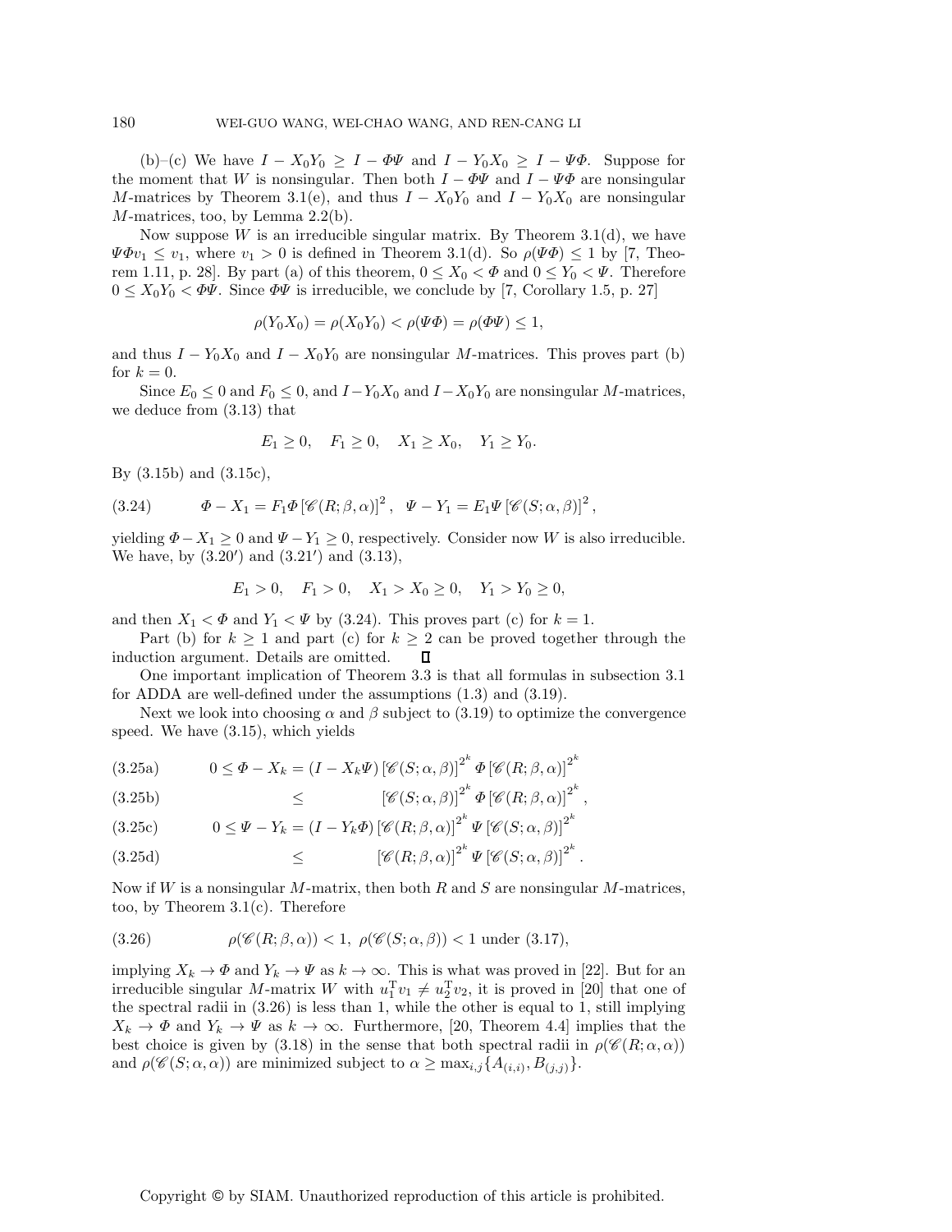(b)–(c) We have $I - X_0Y_0 \geq I - \Phi\Psi$ and $I - Y_0X_0 \geq I - \Psi\Phi$. Suppose for the moment that $W$ is nonsingular. Then both $I - \Phi\Psi$ and $I - \Psi\Phi$ are nonsingular $M$-matrices by Theorem 3.1(e), and thus $I - X_0Y_0$ and $I - Y_0X_0$ are nonsingular $M$-matrices, too, by Lemma 2.2(b).

Now suppose $W$ is an irreducible singular matrix. By Theorem 3.1(d), we have $\Psi\Phi v_1 \leq v_1$, where $v_1 > 0$ is defined in Theorem 3.1(d). So $\rho(\Psi\Phi) \leq 1$ by [7, Theorem 1.11, p. 28]. By part (a) of this theorem, $0 \leq X_0 < \Phi$ and $0 \leq Y_0 < \Psi$. Therefore $0 \leq X_0Y_0 < \Phi\Psi$. Since $\Phi\Psi$ is irreducible, we conclude by [7, Corollary 1.5, p. 27]

$$\rho(Y_0X_0) = \rho(X_0Y_0) < \rho(\Psi\Phi) = \rho(\Phi\Psi) \leq 1,$$

and thus $I - Y_0X_0$ and $I - X_0Y_0$ are nonsingular $M$-matrices. This proves part (b) for $k = 0$.

Since $E_0 \leq 0$ and $F_0 \leq 0$, and $I - Y_0X_0$ and $I - X_0Y_0$ are nonsingular $M$-matrices, we deduce from (3.13) that

$$E_1 \geq 0, \quad F_1 \geq 0, \quad X_1 \geq X_0, \quad Y_1 \geq Y_0.$$

By (3.15b) and (3.15c),

$$\Phi - X_1 = F_1\Phi\left[\mathscr{C}(R;\beta,\alpha)\right]^2, \quad \Psi - Y_1 = E_1\Psi\left[\mathscr{C}(S;\alpha,\beta)\right]^2, \tag{3.24}$$

yielding $\Phi - X_1 \geq 0$ and $\Psi - Y_1 \geq 0$, respectively. Consider now $W$ is also irreducible. We have, by (3.20′) and (3.21′) and (3.13),

$$E_1 > 0, \quad F_1 > 0, \quad X_1 > X_0 \geq 0, \quad Y_1 > Y_0 \geq 0,$$

and then $X_1 < \Phi$ and $Y_1 < \Psi$ by (3.24). This proves part (c) for $k = 1$.

Part (b) for $k \geq 1$ and part (c) for $k \geq 2$ can be proved together through the induction argument. Details are omitted. ∎

One important implication of Theorem 3.3 is that all formulas in subsection 3.1 for ADDA are well-defined under the assumptions (1.3) and (3.19).

Next we look into choosing $\alpha$ and $\beta$ subject to (3.19) to optimize the convergence speed. We have (3.15), which yields

$$0 \leq \Phi - X_k = (I - X_k\Psi)\left[\mathscr{C}(S;\alpha,\beta)\right]^{2^k}\Phi\left[\mathscr{C}(R;\beta,\alpha)\right]^{2^k} \tag{3.25a}$$

$$\leq \left[\mathscr{C}(S;\alpha,\beta)\right]^{2^k}\Phi\left[\mathscr{C}(R;\beta,\alpha)\right]^{2^k}, \tag{3.25b}$$

$$0 \leq \Psi - Y_k = (I - Y_k\Phi)\left[\mathscr{C}(R;\beta,\alpha)\right]^{2^k}\Psi\left[\mathscr{C}(S;\alpha,\beta)\right]^{2^k} \tag{3.25c}$$

$$\leq \left[\mathscr{C}(R;\beta,\alpha)\right]^{2^k}\Psi\left[\mathscr{C}(S;\alpha,\beta)\right]^{2^k}. \tag{3.25d}$$

Now if $W$ is a nonsingular $M$-matrix, then both $R$ and $S$ are nonsingular $M$-matrices, too, by Theorem 3.1(c). Therefore

$$\rho(\mathscr{C}(R;\beta,\alpha)) < 1, \ \rho(\mathscr{C}(S;\alpha,\beta)) < 1 \text{ under (3.17)}, \tag{3.26}$$

implying $X_k \to \Phi$ and $Y_k \to \Psi$ as $k \to \infty$. This is what was proved in [22]. But for an irreducible singular $M$-matrix $W$ with $u_1^{\mathrm{T}}v_1 \neq u_2^{\mathrm{T}}v_2$, it is proved in [20] that one of the spectral radii in (3.26) is less than 1, while the other is equal to 1, still implying $X_k \to \Phi$ and $Y_k \to \Psi$ as $k \to \infty$. Furthermore, [20, Theorem 4.4] implies that the best choice is given by (3.18) in the sense that both spectral radii in $\rho(\mathscr{C}(R;\alpha,\alpha))$ and $\rho(\mathscr{C}(S;\alpha,\alpha))$ are minimized subject to $\alpha \geq \max_{i,j}\{A_{(i,i)}, B_{(j,j)}\}$.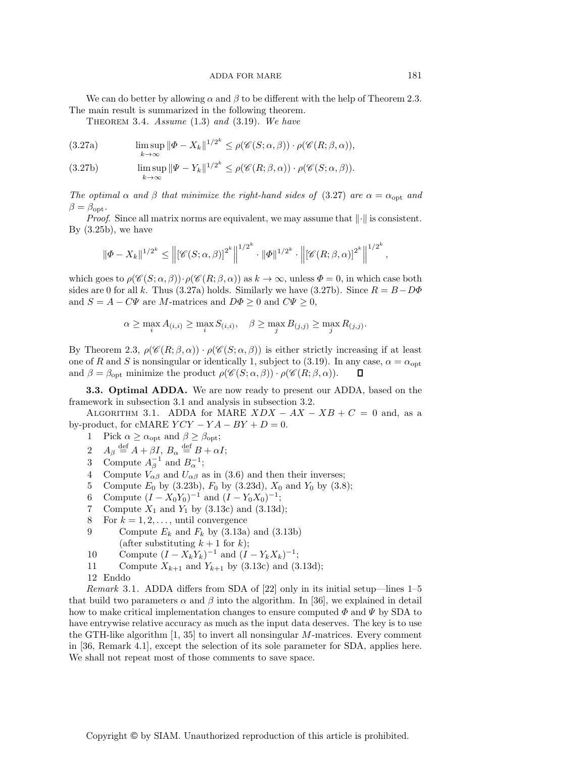We can do better by allowing $\alpha$ and $\beta$ to be different with the help of Theorem 2.3. The main result is summarized in the following theorem.

Theorem 3.4. *Assume* (1.3) *and* (3.19). *We have*

$$\limsup_{k\to\infty} \|\Phi - X_k\|^{1/2^k} \le \rho(\mathscr{C}(S;\alpha,\beta)) \cdot \rho(\mathscr{C}(R;\beta,\alpha)), \tag{3.27a}$$

$$\limsup_{k\to\infty} \|\Psi - Y_k\|^{1/2^k} \le \rho(\mathscr{C}(R;\beta,\alpha)) \cdot \rho(\mathscr{C}(S;\alpha,\beta)). \tag{3.27b}$$

*The optimal $\alpha$ and $\beta$ that minimize the right-hand sides of* (3.27) *are $\alpha = \alpha_{\rm opt}$ and $\beta = \beta_{\rm opt}$.*

*Proof.* Since all matrix norms are equivalent, we may assume that $\|\cdot\|$ is consistent. By (3.25b), we have

$$\|\Phi - X_k\|^{1/2^k} \le \left\| [\mathscr{C}(S;\alpha,\beta)]^{2^k} \right\|^{1/2^k} \cdot \|\Phi\|^{1/2^k} \cdot \left\| [\mathscr{C}(R;\beta,\alpha)]^{2^k} \right\|^{1/2^k},$$

which goes to $\rho(\mathscr{C}(S;\alpha,\beta))\cdot\rho(\mathscr{C}(R;\beta,\alpha))$ as $k \to \infty$, unless $\Phi = 0$, in which case both sides are 0 for all $k$. Thus (3.27a) holds. Similarly we have (3.27b). Since $R = B - D\Phi$ and $S = A - C\Psi$ are $M$-matrices and $D\Phi \ge 0$ and $C\Psi \ge 0$,

$$\alpha \ge \max_i A_{(i,i)} \ge \max_i S_{(i,i)}, \quad \beta \ge \max_j B_{(j,j)} \ge \max_j R_{(j,j)}.$$

By Theorem 2.3, $\rho(\mathscr{C}(R;\beta,\alpha)) \cdot \rho(\mathscr{C}(S;\alpha,\beta))$ is either strictly increasing if at least one of $R$ and $S$ is nonsingular or identically 1, subject to (3.19). In any case, $\alpha = \alpha_{\rm opt}$ and $\beta = \beta_{\rm opt}$ minimize the product $\rho(\mathscr{C}(S;\alpha,\beta)) \cdot \rho(\mathscr{C}(R;\beta,\alpha))$. ∎

### 3.3. Optimal ADDA.

We are now ready to present our ADDA, based on the framework in subsection 3.1 and analysis in subsection 3.2.

Algorithm 3.1. ADDA for MARE $XDX - AX - XB + C = 0$ and, as a by-product, for cMARE $YCY - YA - BY + D = 0$.

```
1   Pick α ≥ α_opt and β ≥ β_opt;
2   A_β := A + βI, B_α := B + αI;
3   Compute A_β^{-1} and B_α^{-1};
4   Compute V_αβ and U_αβ as in (3.6) and then their inverses;
5   Compute E_0 by (3.23b), F_0 by (3.23d), X_0 and Y_0 by (3.8);
6   Compute (I − X_0 Y_0)^{-1} and (I − Y_0 X_0)^{-1};
7   Compute X_1 and Y_1 by (3.13c) and (3.13d);
8   For k = 1, 2, ..., until convergence
9        Compute E_k and F_k by (3.13a) and (3.13b)
         (after substituting k + 1 for k);
10       Compute (I − X_k Y_k)^{-1} and (I − Y_k X_k)^{-1};
11       Compute X_{k+1} and Y_{k+1} by (3.13c) and (3.13d);
12  Enddo
```

*Remark* 3.1. ADDA differs from SDA of [22] only in its initial setup—lines 1–5 that build two parameters $\alpha$ and $\beta$ into the algorithm. In [36], we explained in detail how to make critical implementation changes to ensure computed $\Phi$ and $\Psi$ by SDA to have entrywise relative accuracy as much as the input data deserves. The key is to use the GTH-like algorithm [1, 35] to invert all nonsingular $M$-matrices. Every comment in [36, Remark 4.1], except the selection of its sole parameter for SDA, applies here. We shall not repeat most of those comments to save space.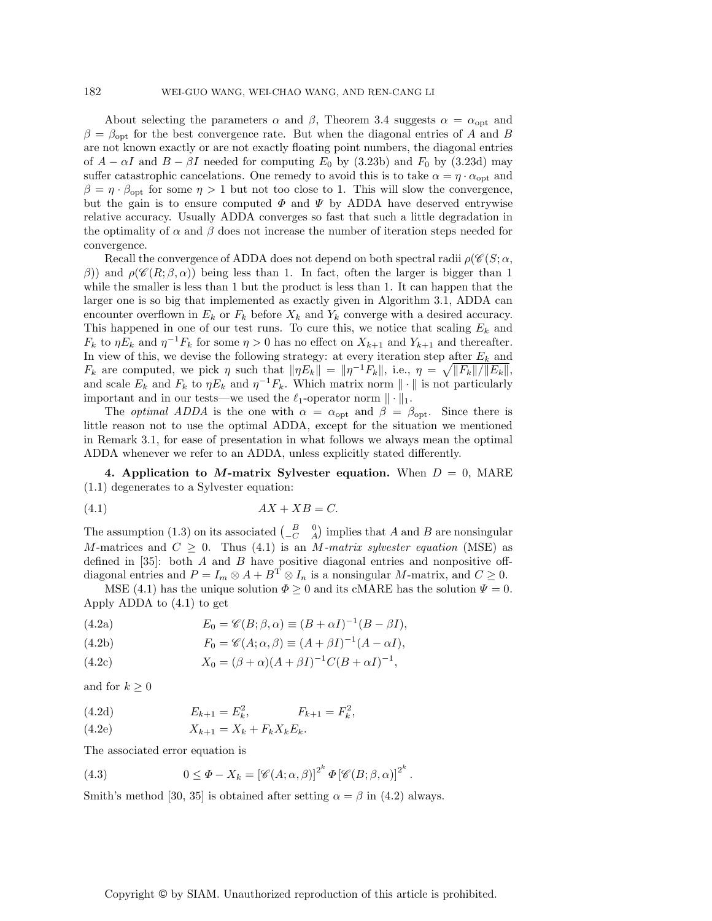About selecting the parameters $\alpha$ and $\beta$, Theorem 3.4 suggests $\alpha = \alpha_{\rm opt}$ and $\beta = \beta_{\rm opt}$ for the best convergence rate. But when the diagonal entries of $A$ and $B$ are not known exactly or are not exactly floating point numbers, the diagonal entries of $A - \alpha I$ and $B - \beta I$ needed for computing $E_0$ by (3.23b) and $F_0$ by (3.23d) may suffer catastrophic cancelations. One remedy to avoid this is to take $\alpha = \eta \cdot \alpha_{\rm opt}$ and $\beta = \eta \cdot \beta_{\rm opt}$ for some $\eta > 1$ but not too close to 1. This will slow the convergence, but the gain is to ensure computed $\Phi$ and $\Psi$ by ADDA have deserved entrywise relative accuracy. Usually ADDA converges so fast that such a little degradation in the optimality of $\alpha$ and $\beta$ does not increase the number of iteration steps needed for convergence.

Recall the convergence of ADDA does not depend on both spectral radii $\rho(\mathscr{C}(S;\alpha,\beta))$ and $\rho(\mathscr{C}(R;\beta,\alpha))$ being less than 1. In fact, often the larger is bigger than 1 while the smaller is less than 1 but the product is less than 1. It can happen that the larger one is so big that implemented as exactly given in Algorithm 3.1, ADDA can encounter overflown in $E_k$ or $F_k$ before $X_k$ and $Y_k$ converge with a desired accuracy. This happened in one of our test runs. To cure this, we notice that scaling $E_k$ and $F_k$ to $\eta E_k$ and $\eta^{-1} F_k$ for some $\eta > 0$ has no effect on $X_{k+1}$ and $Y_{k+1}$ and thereafter. In view of this, we devise the following strategy: at every iteration step after $E_k$ and $F_k$ are computed, we pick $\eta$ such that $\|\eta E_k\| = \|\eta^{-1} F_k\|$, i.e., $\eta = \sqrt{\|F_k\|/\|E_k\|}$, and scale $E_k$ and $F_k$ to $\eta E_k$ and $\eta^{-1} F_k$. Which matrix norm $\|\cdot\|$ is not particularly important and in our tests—we used the $\ell_1$-operator norm $\|\cdot\|_1$.

The *optimal ADDA* is the one with $\alpha = \alpha_{\rm opt}$ and $\beta = \beta_{\rm opt}$. Since there is little reason not to use the optimal ADDA, except for the situation we mentioned in Remark 3.1, for ease of presentation in what follows we always mean the optimal ADDA whenever we refer to an ADDA, unless explicitly stated differently.

## 4. Application to *M*-matrix Sylvester equation.

When $D = 0$, MARE (1.1) degenerates to a Sylvester equation:

$$AX + XB = C. \tag{4.1}$$

The assumption (1.3) on its associated $\begin{pmatrix} B & 0 \\ -C & A \end{pmatrix}$ implies that $A$ and $B$ are nonsingular $M$-matrices and $C \geq 0$. Thus (4.1) is an *M-matrix sylvester equation* (MSE) as defined in [35]: both $A$ and $B$ have positive diagonal entries and nonpositive off-diagonal entries and $P = I_m \otimes A + B^{\rm T} \otimes I_n$ is a nonsingular $M$-matrix, and $C \geq 0$.

MSE (4.1) has the unique solution $\Phi \geq 0$ and its cMARE has the solution $\Psi = 0$. Apply ADDA to (4.1) to get

$$E_0 = \mathscr{C}(B;\beta,\alpha) \equiv (B + \alpha I)^{-1}(B - \beta I), \tag{4.2a}$$

$$F_0 = \mathscr{C}(A;\alpha,\beta) \equiv (A + \beta I)^{-1}(A - \alpha I), \tag{4.2b}$$

$$X_0 = (\beta + \alpha)(A + \beta I)^{-1} C (B + \alpha I)^{-1}, \tag{4.2c}$$

and for $k \geq 0$

$$E_{k+1} = E_k^2, \qquad F_{k+1} = F_k^2, \tag{4.2d}$$

$$X_{k+1} = X_k + F_k X_k E_k. \tag{4.2e}$$

The associated error equation is

$$0 \leq \Phi - X_k = [\mathscr{C}(A;\alpha,\beta)]^{2^k} \, \Phi \, [\mathscr{C}(B;\beta,\alpha)]^{2^k}. \tag{4.3}$$

Smith's method [30, 35] is obtained after setting $\alpha = \beta$ in (4.2) always.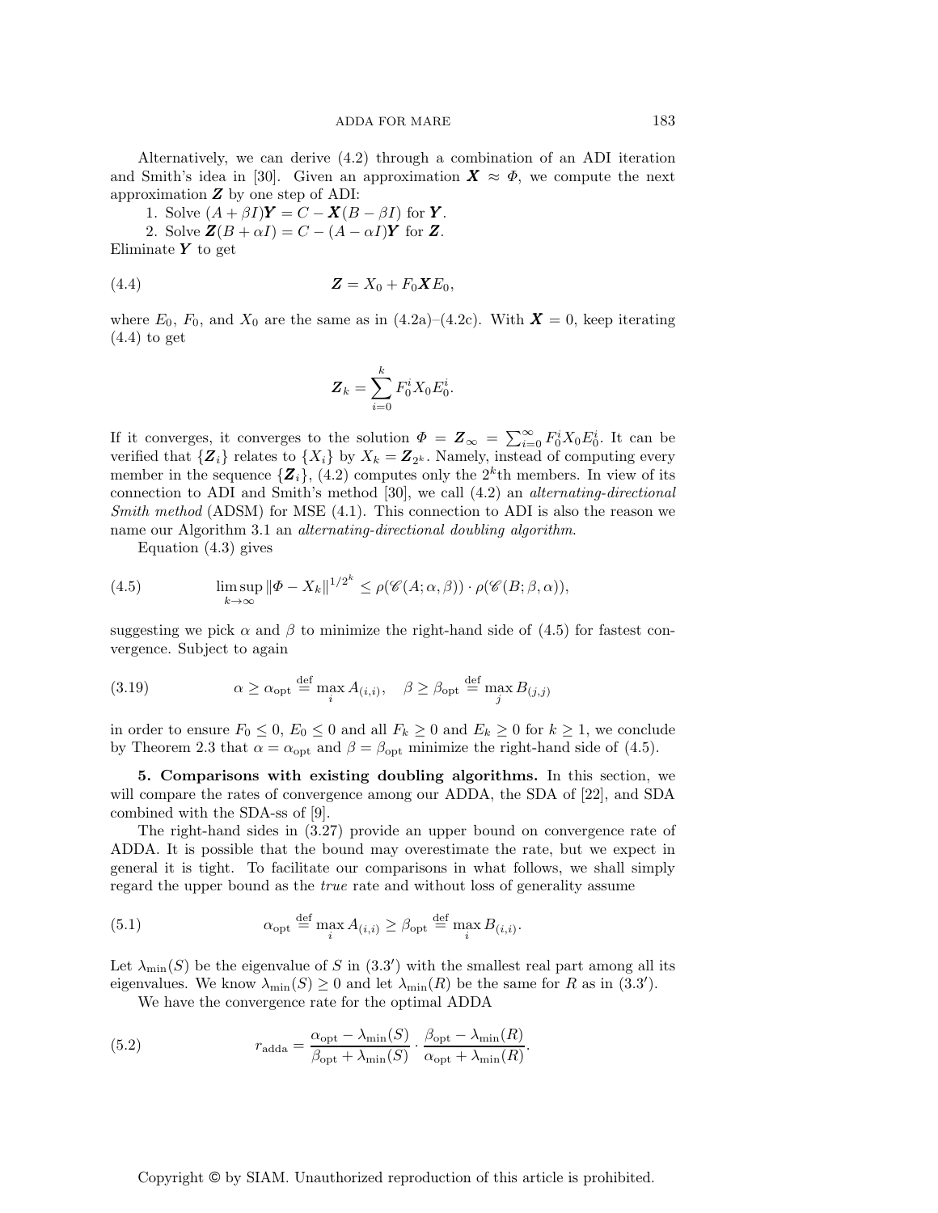Alternatively, we can derive (4.2) through a combination of an ADI iteration and Smith's idea in [30]. Given an approximation $\boldsymbol{X} \approx \Phi$, we compute the next approximation $\boldsymbol{Z}$ by one step of ADI:

1. Solve $(A + \beta I)\boldsymbol{Y} = C - \boldsymbol{X}(B - \beta I)$ for $\boldsymbol{Y}$.
2. Solve $\boldsymbol{Z}(B + \alpha I) = C - (A - \alpha I)\boldsymbol{Y}$ for $\boldsymbol{Z}$.

Eliminate $\boldsymbol{Y}$ to get

$$\boldsymbol{Z} = X_0 + F_0 \boldsymbol{X} E_0, \tag{4.4}$$

where $E_0$, $F_0$, and $X_0$ are the same as in (4.2a)–(4.2c). With $\boldsymbol{X} = 0$, keep iterating (4.4) to get

$$\boldsymbol{Z}_k = \sum_{i=0}^{k} F_0^i X_0 E_0^i.$$

If it converges, it converges to the solution $\Phi = \boldsymbol{Z}_\infty = \sum_{i=0}^{\infty} F_0^i X_0 E_0^i$. It can be verified that $\{\boldsymbol{Z}_i\}$ relates to $\{X_i\}$ by $X_k = \boldsymbol{Z}_{2^k}$. Namely, instead of computing every member in the sequence $\{\boldsymbol{Z}_i\}$, (4.2) computes only the $2^k$th members. In view of its connection to ADI and Smith's method [30], we call (4.2) an *alternating-directional Smith method* (ADSM) for MSE (4.1). This connection to ADI is also the reason we name our Algorithm 3.1 an *alternating-directional doubling algorithm*.

Equation (4.3) gives

$$\limsup_{k \to \infty} \|\Phi - X_k\|^{1/2^k} \le \rho(\mathscr{C}(A; \alpha, \beta)) \cdot \rho(\mathscr{C}(B; \beta, \alpha)), \tag{4.5}$$

suggesting we pick $\alpha$ and $\beta$ to minimize the right-hand side of (4.5) for fastest convergence. Subject to again

$$\alpha \ge \alpha_{\rm opt} \stackrel{\rm def}{=} \max_i A_{(i,i)}, \quad \beta \ge \beta_{\rm opt} \stackrel{\rm def}{=} \max_j B_{(j,j)} \tag{3.19}$$

in order to ensure $F_0 \le 0$, $E_0 \le 0$ and all $F_k \ge 0$ and $E_k \ge 0$ for $k \ge 1$, we conclude by Theorem 2.3 that $\alpha = \alpha_{\rm opt}$ and $\beta = \beta_{\rm opt}$ minimize the right-hand side of (4.5).

## 5. Comparisons with existing doubling algorithms.

In this section, we will compare the rates of convergence among our ADDA, the SDA of [22], and SDA combined with the SDA-ss of [9].

The right-hand sides in (3.27) provide an upper bound on convergence rate of ADDA. It is possible that the bound may overestimate the rate, but we expect in general it is tight. To facilitate our comparisons in what follows, we shall simply regard the upper bound as the *true* rate and without loss of generality assume

$$\alpha_{\rm opt} \stackrel{\rm def}{=} \max_i A_{(i,i)} \ge \beta_{\rm opt} \stackrel{\rm def}{=} \max_i B_{(i,i)}. \tag{5.1}$$

Let $\lambda_{\min}(S)$ be the eigenvalue of $S$ in (3.3′) with the smallest real part among all its eigenvalues. We know $\lambda_{\min}(S) \ge 0$ and let $\lambda_{\min}(R)$ be the same for $R$ as in (3.3′).

We have the convergence rate for the optimal ADDA

$$r_{\rm adda} = \frac{\alpha_{\rm opt} - \lambda_{\min}(S)}{\beta_{\rm opt} + \lambda_{\min}(S)} \cdot \frac{\beta_{\rm opt} - \lambda_{\min}(R)}{\alpha_{\rm opt} + \lambda_{\min}(R)}. \tag{5.2}$$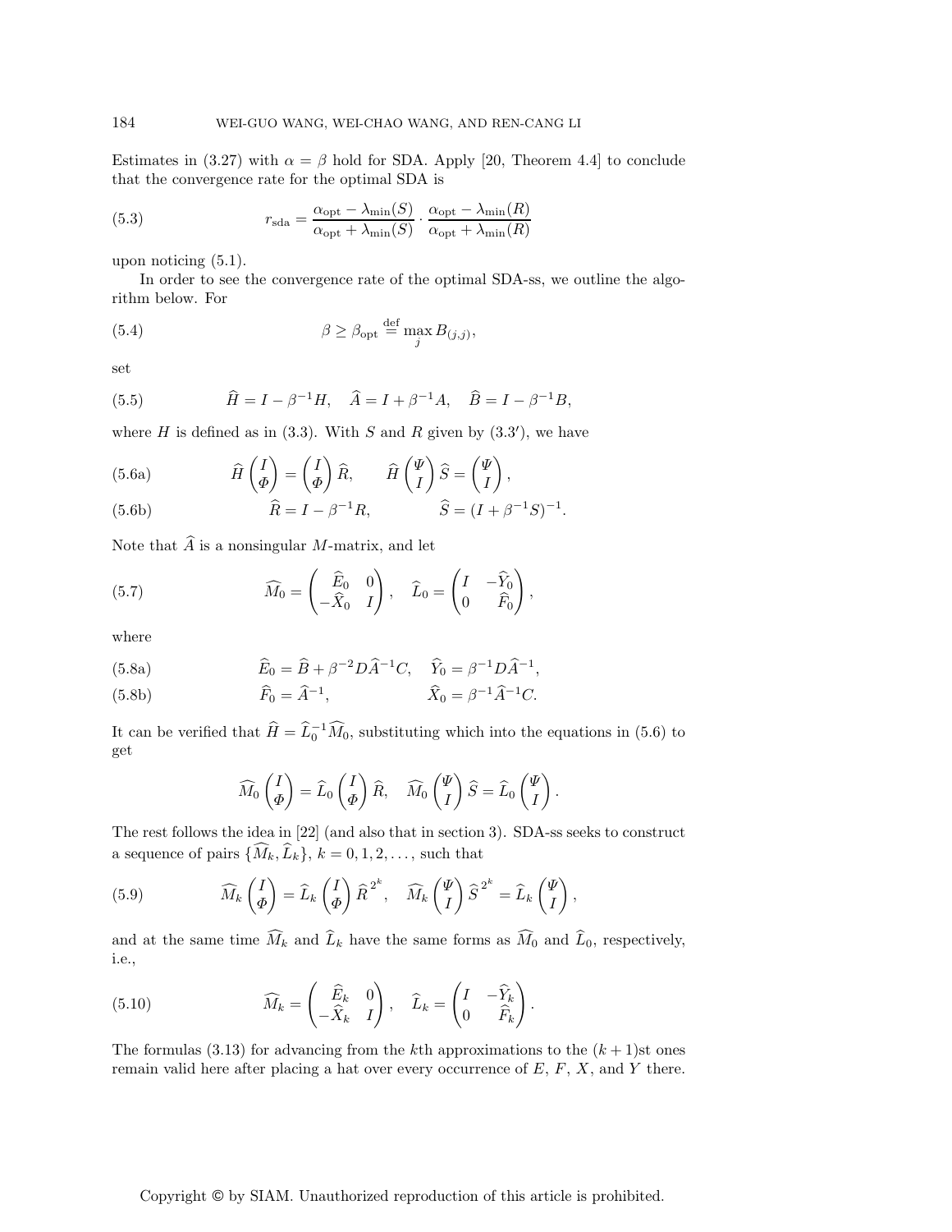Estimates in (3.27) with $\alpha = \beta$ hold for SDA. Apply [20, Theorem 4.4] to conclude that the convergence rate for the optimal SDA is

$$
r_{\rm sda} = \frac{\alpha_{\rm opt} - \lambda_{\min}(S)}{\alpha_{\rm opt} + \lambda_{\min}(S)} \cdot \frac{\alpha_{\rm opt} - \lambda_{\min}(R)}{\alpha_{\rm opt} + \lambda_{\min}(R)} \tag{5.3}
$$

upon noticing (5.1).

In order to see the convergence rate of the optimal SDA-ss, we outline the algorithm below. For

$$
\beta \ge \beta_{\rm opt} \stackrel{\rm def}{=} \max_j B_{(j,j)}, \tag{5.4}
$$

set

$$
\widehat{H} = I - \beta^{-1} H, \quad \widehat{A} = I + \beta^{-1} A, \quad \widehat{B} = I - \beta^{-1} B, \tag{5.5}
$$

where $H$ is defined as in (3.3). With $S$ and $R$ given by (3.3′), we have

$$
\widehat{H} \begin{pmatrix} I \\ \Phi \end{pmatrix} = \begin{pmatrix} I \\ \Phi \end{pmatrix} \widehat{R}, \qquad \widehat{H} \begin{pmatrix} \Psi \\ I \end{pmatrix} \widehat{S} = \begin{pmatrix} \Psi \\ I \end{pmatrix}, \tag{5.6a}
$$

$$
\widehat{R} = I - \beta^{-1} R, \qquad \widehat{S} = (I + \beta^{-1} S)^{-1}. \tag{5.6b}
$$

Note that $\widehat{A}$ is a nonsingular $M$-matrix, and let

$$
\widehat{M}_0 = \begin{pmatrix} \widehat{E}_0 & 0 \\ -\widehat{X}_0 & I \end{pmatrix}, \quad \widehat{L}_0 = \begin{pmatrix} I & -\widehat{Y}_0 \\ 0 & \widehat{F}_0 \end{pmatrix}, \tag{5.7}
$$

where

$$
\widehat{E}_0 = \widehat{B} + \beta^{-2} D \widehat{A}^{-1} C, \quad \widehat{Y}_0 = \beta^{-1} D \widehat{A}^{-1}, \tag{5.8a}
$$

$$
\widehat{F}_0 = \widehat{A}^{-1}, \qquad \widehat{X}_0 = \beta^{-1} \widehat{A}^{-1} C. \tag{5.8b}
$$

It can be verified that $\widehat{H} = \widehat{L}_0^{-1} \widehat{M}_0$, substituting which into the equations in (5.6) to get

$$
\widehat{M}_0 \begin{pmatrix} I \\ \Phi \end{pmatrix} = \widehat{L}_0 \begin{pmatrix} I \\ \Phi \end{pmatrix} \widehat{R}, \quad \widehat{M}_0 \begin{pmatrix} \Psi \\ I \end{pmatrix} \widehat{S} = \widehat{L}_0 \begin{pmatrix} \Psi \\ I \end{pmatrix}.
$$

The rest follows the idea in [22] (and also that in section 3). SDA-ss seeks to construct a sequence of pairs $\{\widehat{M}_k, \widehat{L}_k\}$, $k = 0, 1, 2, \dots$, such that

$$
\widehat{M}_k \begin{pmatrix} I \\ \Phi \end{pmatrix} = \widehat{L}_k \begin{pmatrix} I \\ \Phi \end{pmatrix} \widehat{R}^{\,2^k}, \quad \widehat{M}_k \begin{pmatrix} \Psi \\ I \end{pmatrix} \widehat{S}^{\,2^k} = \widehat{L}_k \begin{pmatrix} \Psi \\ I \end{pmatrix}, \tag{5.9}
$$

and at the same time $\widehat{M}_k$ and $\widehat{L}_k$ have the same forms as $\widehat{M}_0$ and $\widehat{L}_0$, respectively, i.e.,

$$
\widehat{M}_k = \begin{pmatrix} \widehat{E}_k & 0 \\ -\widehat{X}_k & I \end{pmatrix}, \quad \widehat{L}_k = \begin{pmatrix} I & -\widehat{Y}_k \\ 0 & \widehat{F}_k \end{pmatrix}. \tag{5.10}
$$

The formulas (3.13) for advancing from the $k$th approximations to the $(k+1)$st ones remain valid here after placing a hat over every occurrence of $E$, $F$, $X$, and $Y$ there.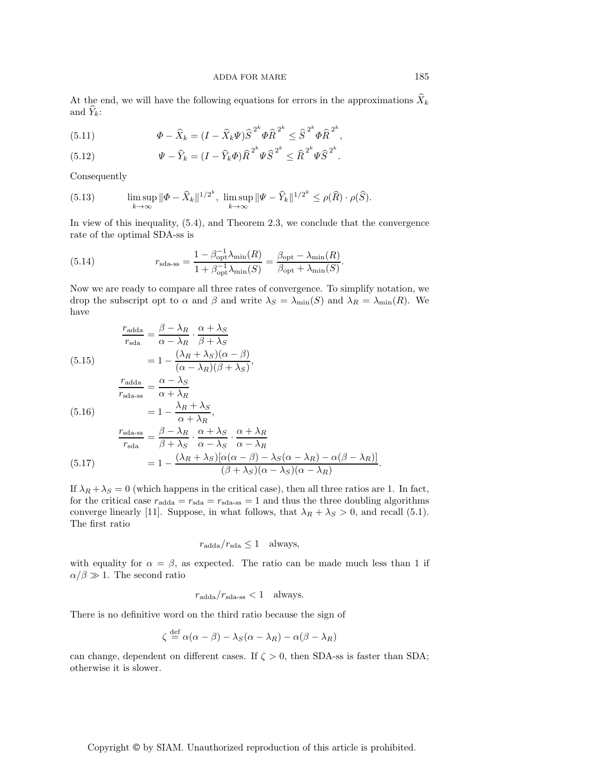At the end, we will have the following equations for errors in the approximations $\widehat{X}_k$ and $\widehat{Y}_k$:

$$\Phi - \widehat{X}_k = (I - \widehat{X}_k \Psi)\widehat{S}^{2^k} \Phi \widehat{R}^{2^k} \leq \widehat{S}^{2^k} \Phi \widehat{R}^{2^k}, \tag{5.11}$$

$$\Psi - \widehat{Y}_k = (I - \widehat{Y}_k \Phi)\widehat{R}^{2^k} \Psi \widehat{S}^{2^k} \leq \widehat{R}^{2^k} \Psi \widehat{S}^{2^k}. \tag{5.12}$$

Consequently

$$\limsup_{k\to\infty} \|\Phi - \widehat{X}_k\|^{1/2^k}, \ \limsup_{k\to\infty} \|\Psi - \widehat{Y}_k\|^{1/2^k} \leq \rho(\widehat{R}) \cdot \rho(\widehat{S}). \tag{5.13}$$

In view of this inequality, (5.4), and Theorem 2.3, we conclude that the convergence rate of the optimal SDA-ss is

$$r_{\text{sda-ss}} = \frac{1 - \beta_{\text{opt}}^{-1}\lambda_{\min}(R)}{1 + \beta_{\text{opt}}^{-1}\lambda_{\min}(S)} = \frac{\beta_{\text{opt}} - \lambda_{\min}(R)}{\beta_{\text{opt}} + \lambda_{\min}(S)}. \tag{5.14}$$

Now we are ready to compare all three rates of convergence. To simplify notation, we drop the subscript opt to $\alpha$ and $\beta$ and write $\lambda_S = \lambda_{\min}(S)$ and $\lambda_R = \lambda_{\min}(R)$. We have

$$\begin{aligned} \frac{r_{\text{adda}}}{r_{\text{sda}}} &= \frac{\beta - \lambda_R}{\alpha - \lambda_R} \cdot \frac{\alpha + \lambda_S}{\beta + \lambda_S} \\ &= 1 - \frac{(\lambda_R + \lambda_S)(\alpha - \beta)}{(\alpha - \lambda_R)(\beta + \lambda_S)}, \end{aligned} \tag{5.15}$$

$$\begin{aligned} \frac{r_{\text{adda}}}{r_{\text{sda-ss}}} &= \frac{\alpha - \lambda_S}{\alpha + \lambda_R} \\ &= 1 - \frac{\lambda_R + \lambda_S}{\alpha + \lambda_R}, \end{aligned} \tag{5.16}$$

$$\begin{aligned} \frac{r_{\text{sda-ss}}}{r_{\text{sda}}} &= \frac{\beta - \lambda_R}{\beta + \lambda_S} \cdot \frac{\alpha + \lambda_S}{\alpha - \lambda_S} \cdot \frac{\alpha + \lambda_R}{\alpha - \lambda_R} \\ &= 1 - \frac{(\lambda_R + \lambda_S)[\alpha(\alpha - \beta) - \lambda_S(\alpha - \lambda_R) - \alpha(\beta - \lambda_R)]}{(\beta + \lambda_S)(\alpha - \lambda_S)(\alpha - \lambda_R)}. \end{aligned} \tag{5.17}$$

If $\lambda_R + \lambda_S = 0$ (which happens in the critical case), then all three ratios are 1. In fact, for the critical case $r_{\text{adda}} = r_{\text{sda}} = r_{\text{sda-ss}} = 1$ and thus the three doubling algorithms converge linearly [11]. Suppose, in what follows, that $\lambda_R + \lambda_S > 0$, and recall (5.1). The first ratio

$$r_{\text{adda}}/r_{\text{sda}} \leq 1 \quad \text{always},$$

with equality for $\alpha = \beta$, as expected. The ratio can be made much less than 1 if $\alpha/\beta \gg 1$. The second ratio

$$r_{\text{adda}}/r_{\text{sda-ss}} < 1 \quad \text{always}.$$

There is no definitive word on the third ratio because the sign of

$$\zeta \overset{\text{def}}{=} \alpha(\alpha - \beta) - \lambda_S(\alpha - \lambda_R) - \alpha(\beta - \lambda_R)$$

can change, dependent on different cases. If $\zeta > 0$, then SDA-ss is faster than SDA; otherwise it is slower.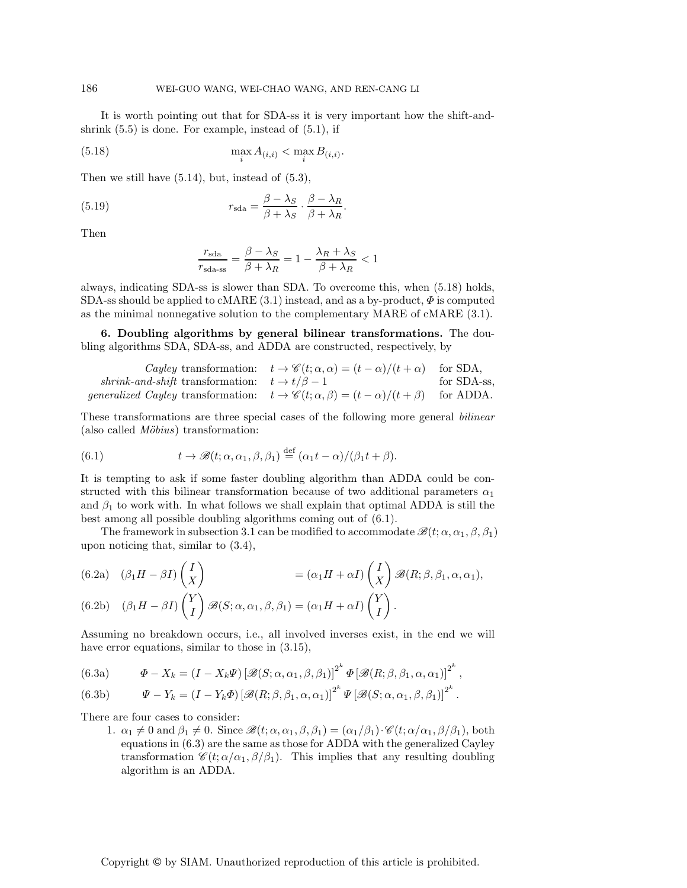It is worth pointing out that for SDA-ss it is very important how the shift-and-shrink (5.5) is done. For example, instead of (5.1), if

$$\max_i A_{(i,i)} < \max_i B_{(i,i)}. \tag{5.18}$$

Then we still have (5.14), but, instead of (5.3),

$$r_{\text{sda}} = \frac{\beta - \lambda_S}{\beta + \lambda_S} \cdot \frac{\beta - \lambda_R}{\beta + \lambda_R}. \tag{5.19}$$

Then

$$\frac{r_{\text{sda}}}{r_{\text{sda-ss}}} = \frac{\beta - \lambda_S}{\beta + \lambda_R} = 1 - \frac{\lambda_R + \lambda_S}{\beta + \lambda_R} < 1$$

always, indicating SDA-ss is slower than SDA. To overcome this, when (5.18) holds, SDA-ss should be applied to cMARE (3.1) instead, and as a by-product, $\Phi$ is computed as the minimal nonnegative solution to the complementary MARE of cMARE (3.1).

**6. Doubling algorithms by general bilinear transformations.** The doubling algorithms SDA, SDA-ss, and ADDA are constructed, respectively, by

| | | |
|---|---|---|
| *Cayley* transformation: | $t \to \mathscr{C}(t;\alpha,\alpha) = (t-\alpha)/(t+\alpha)$ | for SDA, |
| *shrink-and-shift* transformation: | $t \to t/\beta - 1$ | for SDA-ss, |
| *generalized Cayley* transformation: | $t \to \mathscr{C}(t;\alpha,\beta) = (t-\alpha)/(t+\beta)$ | for ADDA. |

These transformations are three special cases of the following more general *bilinear* (also called *Möbius*) transformation:

$$t \to \mathscr{B}(t;\alpha,\alpha_1,\beta,\beta_1) \overset{\text{def}}{=} (\alpha_1 t - \alpha)/(\beta_1 t + \beta). \tag{6.1}$$

It is tempting to ask if some faster doubling algorithm than ADDA could be constructed with this bilinear transformation because of two additional parameters $\alpha_1$ and $\beta_1$ to work with. In what follows we shall explain that optimal ADDA is still the best among all possible doubling algorithms coming out of (6.1).

The framework in subsection 3.1 can be modified to accommodate $\mathscr{B}(t;\alpha,\alpha_1,\beta,\beta_1)$ upon noticing that, similar to (3.4),

$$(\beta_1 H - \beta I)\begin{pmatrix} I \\ X \end{pmatrix} = (\alpha_1 H + \alpha I)\begin{pmatrix} I \\ X \end{pmatrix}\mathscr{B}(R;\beta,\beta_1,\alpha,\alpha_1), \tag{6.2a}$$

$$(\beta_1 H - \beta I)\begin{pmatrix} Y \\ I \end{pmatrix}\mathscr{B}(S;\alpha,\alpha_1,\beta,\beta_1) = (\alpha_1 H + \alpha I)\begin{pmatrix} Y \\ I \end{pmatrix}. \tag{6.2b}$$

Assuming no breakdown occurs, i.e., all involved inverses exist, in the end we will have error equations, similar to those in (3.15),

$$\Phi - X_k = (I - X_k\Psi)\left[\mathscr{B}(S;\alpha,\alpha_1,\beta,\beta_1)\right]^{2^k}\Phi\left[\mathscr{B}(R;\beta,\beta_1,\alpha,\alpha_1)\right]^{2^k}, \tag{6.3a}$$

$$\Psi - Y_k = (I - Y_k\Phi)\left[\mathscr{B}(R;\beta,\beta_1,\alpha,\alpha_1)\right]^{2^k}\Psi\left[\mathscr{B}(S;\alpha,\alpha_1,\beta,\beta_1)\right]^{2^k}. \tag{6.3b}$$

There are four cases to consider:

1. $\alpha_1 \neq 0$ and $\beta_1 \neq 0$. Since $\mathscr{B}(t;\alpha,\alpha_1,\beta,\beta_1) = (\alpha_1/\beta_1)\cdot\mathscr{C}(t;\alpha/\alpha_1,\beta/\beta_1)$, both equations in (6.3) are the same as those for ADDA with the generalized Cayley transformation $\mathscr{C}(t;\alpha/\alpha_1,\beta/\beta_1)$. This implies that any resulting doubling algorithm is an ADDA.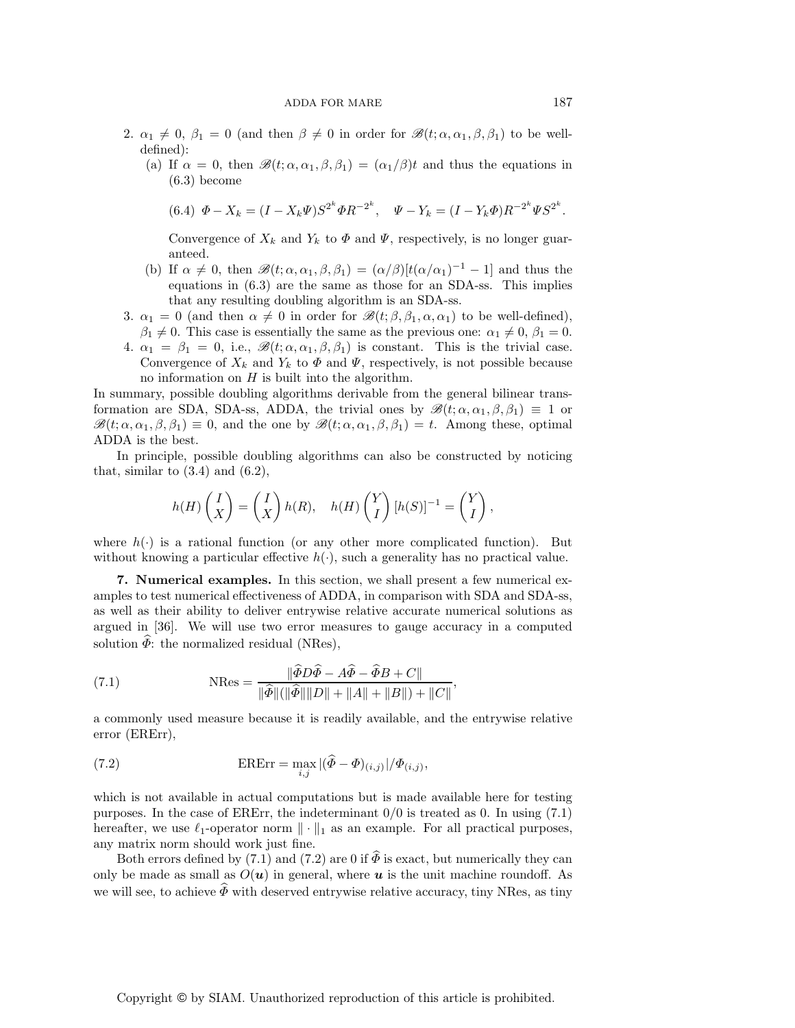2. $\alpha_1 \neq 0$, $\beta_1 = 0$ (and then $\beta \neq 0$ in order for $\mathscr{B}(t;\alpha,\alpha_1,\beta,\beta_1)$ to be well-defined):
   (a) If $\alpha = 0$, then $\mathscr{B}(t;\alpha,\alpha_1,\beta,\beta_1) = (\alpha_1/\beta)t$ and thus the equations in (6.3) become

   $$\text{(6.4)}\quad \Phi - X_k = (I - X_k\Psi)S^{2^k}\Phi R^{-2^k}, \quad \Psi - Y_k = (I - Y_k\Phi)R^{-2^k}\Psi S^{2^k}.$$

   Convergence of $X_k$ and $Y_k$ to $\Phi$ and $\Psi$, respectively, is no longer guaranteed.

   (b) If $\alpha \neq 0$, then $\mathscr{B}(t;\alpha,\alpha_1,\beta,\beta_1) = (\alpha/\beta)[t(\alpha/\alpha_1)^{-1} - 1]$ and thus the equations in (6.3) are the same as those for an SDA-ss. This implies that any resulting doubling algorithm is an SDA-ss.
3. $\alpha_1 = 0$ (and then $\alpha \neq 0$ in order for $\mathscr{B}(t;\beta,\beta_1,\alpha,\alpha_1)$ to be well-defined), $\beta_1 \neq 0$. This case is essentially the same as the previous one: $\alpha_1 \neq 0$, $\beta_1 = 0$.
4. $\alpha_1 = \beta_1 = 0$, i.e., $\mathscr{B}(t;\alpha,\alpha_1,\beta,\beta_1)$ is constant. This is the trivial case. Convergence of $X_k$ and $Y_k$ to $\Phi$ and $\Psi$, respectively, is not possible because no information on $H$ is built into the algorithm.

In summary, possible doubling algorithms derivable from the general bilinear transformation are SDA, SDA-ss, ADDA, the trivial ones by $\mathscr{B}(t;\alpha,\alpha_1,\beta,\beta_1) \equiv 1$ or $\mathscr{B}(t;\alpha,\alpha_1,\beta,\beta_1) \equiv 0$, and the one by $\mathscr{B}(t;\alpha,\alpha_1,\beta,\beta_1) = t$. Among these, optimal ADDA is the best.

In principle, possible doubling algorithms can also be constructed by noticing that, similar to (3.4) and (6.2),

$$h(H)\begin{pmatrix} I \\ X \end{pmatrix} = \begin{pmatrix} I \\ X \end{pmatrix} h(R), \quad h(H)\begin{pmatrix} Y \\ I \end{pmatrix}[h(S)]^{-1} = \begin{pmatrix} Y \\ I \end{pmatrix},$$

where $h(\cdot)$ is a rational function (or any other more complicated function). But without knowing a particular effective $h(\cdot)$, such a generality has no practical value.

**7. Numerical examples.** In this section, we shall present a few numerical examples to test numerical effectiveness of ADDA, in comparison with SDA and SDA-ss, as well as their ability to deliver entrywise relative accurate numerical solutions as argued in [36]. We will use two error measures to gauge accuracy in a computed solution $\widehat{\Phi}$: the normalized residual (NRes),

$$\text{(7.1)}\qquad \text{NRes} = \frac{\|\widehat{\Phi}D\widehat{\Phi} - A\widehat{\Phi} - \widehat{\Phi}B + C\|}{\|\widehat{\Phi}\|(\|\widehat{\Phi}\|\|D\| + \|A\| + \|B\|) + \|C\|},$$

a commonly used measure because it is readily available, and the entrywise relative error (ERErr),

$$\text{(7.2)}\qquad \text{ERErr} = \max_{i,j} |(\widehat{\Phi} - \Phi)_{(i,j)}|/\Phi_{(i,j)},$$

which is not available in actual computations but is made available here for testing purposes. In the case of ERErr, the indeterminant $0/0$ is treated as 0. In using (7.1) hereafter, we use $\ell_1$-operator norm $\|\cdot\|_1$ as an example. For all practical purposes, any matrix norm should work just fine.

Both errors defined by (7.1) and (7.2) are 0 if $\widehat{\Phi}$ is exact, but numerically they can only be made as small as $O(\boldsymbol{u})$ in general, where $\boldsymbol{u}$ is the unit machine roundoff. As we will see, to achieve $\widehat{\Phi}$ with deserved entrywise relative accuracy, tiny NRes, as tiny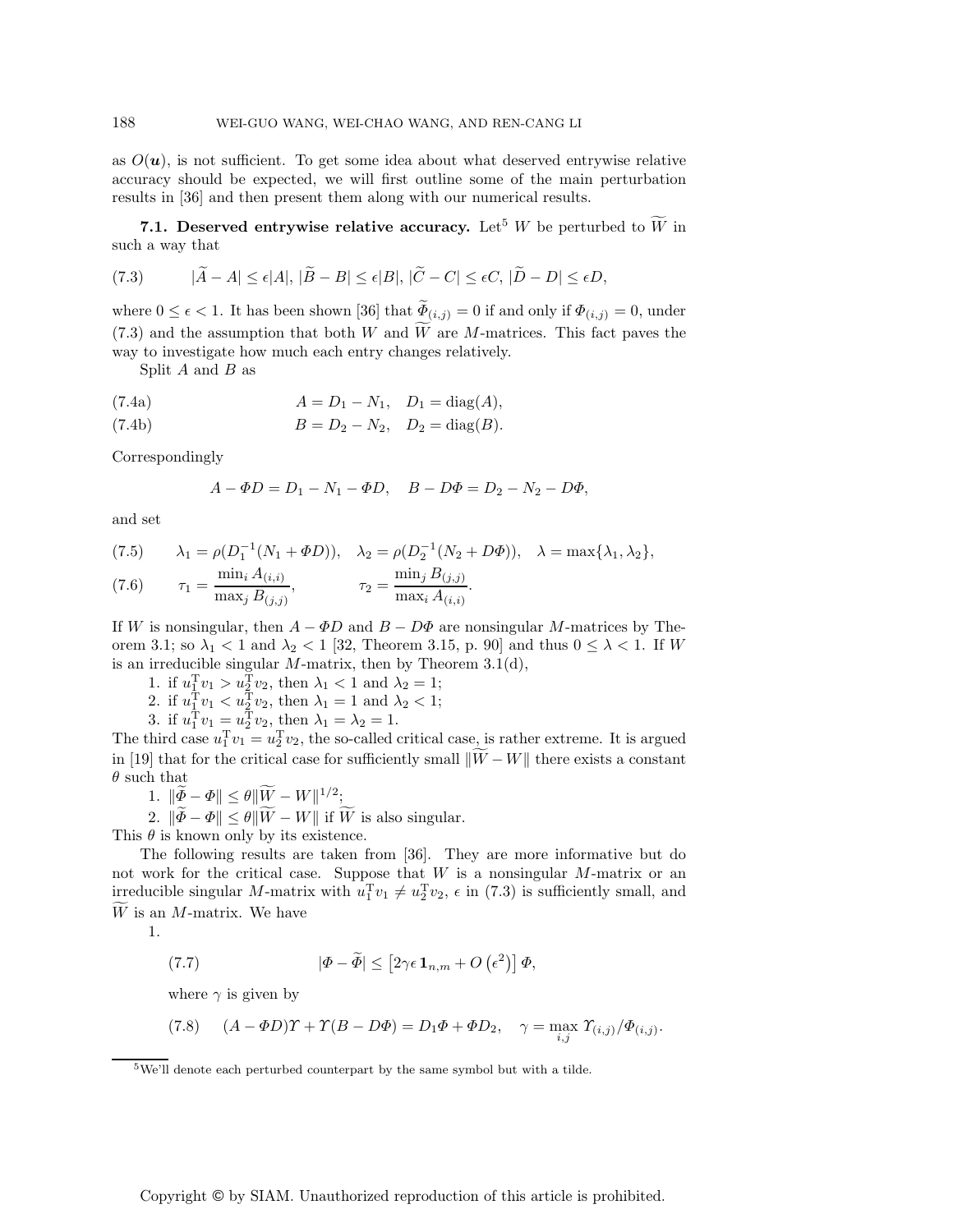as $O(\boldsymbol{u})$, is not sufficient. To get some idea about what deserved entrywise relative accuracy should be expected, we will first outline some of the main perturbation results in [36] and then present them along with our numerical results.

### 7.1. Deserved entrywise relative accuracy.

Let[5] $W$ be perturbed to $\widetilde{W}$ in such a way that

$$|\widetilde{A} - A| \le \epsilon |A|,\ |\widetilde{B} - B| \le \epsilon |B|,\ |\widetilde{C} - C| \le \epsilon C,\ |\widetilde{D} - D| \le \epsilon D, \tag{7.3}$$

where $0 \le \epsilon < 1$. It has been shown [36] that $\widetilde{\Phi}_{(i,j)} = 0$ if and only if $\Phi_{(i,j)} = 0$, under (7.3) and the assumption that both $W$ and $\widetilde{W}$ are $M$-matrices. This fact paves the way to investigate how much each entry changes relatively.

Split $A$ and $B$ as

$$A = D_1 - N_1, \quad D_1 = \operatorname{diag}(A), \tag{7.4a}$$

$$B = D_2 - N_2, \quad D_2 = \operatorname{diag}(B). \tag{7.4b}$$

Correspondingly

$$A - \Phi D = D_1 - N_1 - \Phi D, \quad B - D\Phi = D_2 - N_2 - D\Phi,$$

and set

$$\lambda_1 = \rho(D_1^{-1}(N_1 + \Phi D)), \quad \lambda_2 = \rho(D_2^{-1}(N_2 + D\Phi)), \quad \lambda = \max\{\lambda_1, \lambda_2\}, \tag{7.5}$$

$$\tau_1 = \frac{\min_i A_{(i,i)}}{\max_j B_{(j,j)}}, \qquad \tau_2 = \frac{\min_j B_{(j,j)}}{\max_i A_{(i,i)}}. \tag{7.6}$$

If $W$ is nonsingular, then $A - \Phi D$ and $B - D\Phi$ are nonsingular $M$-matrices by Theorem 3.1; so $\lambda_1 < 1$ and $\lambda_2 < 1$ [32, Theorem 3.15, p. 90] and thus $0 \le \lambda < 1$. If $W$ is an irreducible singular $M$-matrix, then by Theorem 3.1(d),

1. if $u_1^{\mathrm{T}} v_1 > u_2^{\mathrm{T}} v_2$, then $\lambda_1 < 1$ and $\lambda_2 = 1$;
2. if $u_1^{\mathrm{T}} v_1 < u_2^{\mathrm{T}} v_2$, then $\lambda_1 = 1$ and $\lambda_2 < 1$;
3. if $u_1^{\mathrm{T}} v_1 = u_2^{\mathrm{T}} v_2$, then $\lambda_1 = \lambda_2 = 1$.

The third case $u_1^{\mathrm{T}} v_1 = u_2^{\mathrm{T}} v_2$, the so-called critical case, is rather extreme. It is argued in [19] that for the critical case for sufficiently small $\|\widetilde{W} - W\|$ there exists a constant $\theta$ such that

1. $\|\widetilde{\Phi} - \Phi\| \le \theta \|\widetilde{W} - W\|^{1/2}$;
2. $\|\widetilde{\Phi} - \Phi\| \le \theta \|\widetilde{W} - W\|$ if $\widetilde{W}$ is also singular.

This $\theta$ is known only by its existence.

The following results are taken from [36]. They are more informative but do not work for the critical case. Suppose that $W$ is a nonsingular $M$-matrix or an irreducible singular $M$-matrix with $u_1^{\mathrm{T}} v_1 \ne u_2^{\mathrm{T}} v_2$, $\epsilon$ in (7.3) is sufficiently small, and $\widetilde{W}$ is an $M$-matrix. We have

1. 
$$|\Phi - \widetilde{\Phi}| \le \left[2\gamma\epsilon\, \mathbf{1}_{n,m} + O\left(\epsilon^2\right)\right] \Phi, \tag{7.7}$$

   where $\gamma$ is given by

$$(A - \Phi D)\Upsilon + \Upsilon(B - D\Phi) = D_1\Phi + \Phi D_2, \quad \gamma = \max_{i,j} \Upsilon_{(i,j)}/\Phi_{(i,j)}. \tag{7.8}$$

[5] We'll denote each perturbed counterpart by the same symbol but with a tilde.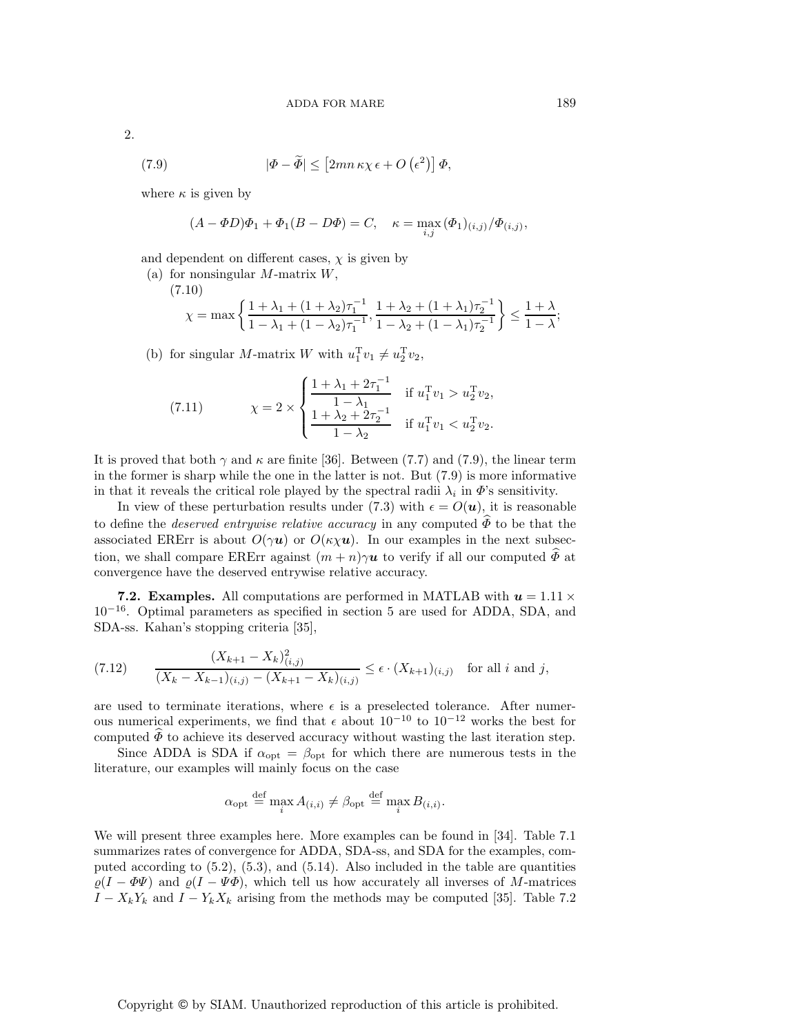2.

$$|\Phi - \widetilde{\Phi}| \leq \left[2mn\,\kappa\chi\,\epsilon + O\left(\epsilon^2\right)\right]\Phi, \tag{7.9}$$

where $\kappa$ is given by

$$(A - \Phi D)\Phi_1 + \Phi_1(B - D\Phi) = C, \quad \kappa = \max_{i,j}\,(\Phi_1)_{(i,j)}/\Phi_{(i,j)},$$

and dependent on different cases, $\chi$ is given by

(a) for nonsingular $M$-matrix $W$,

$$\chi = \max\left\{\frac{1+\lambda_1+(1+\lambda_2)\tau_1^{-1}}{1-\lambda_1+(1-\lambda_2)\tau_1^{-1}}, \frac{1+\lambda_2+(1+\lambda_1)\tau_2^{-1}}{1-\lambda_2+(1-\lambda_1)\tau_2^{-1}}\right\} \leq \frac{1+\lambda}{1-\lambda}; \tag{7.10}$$

(b) for singular $M$-matrix $W$ with $u_1^{\mathrm{T}}v_1 \neq u_2^{\mathrm{T}}v_2$,

$$\chi = 2 \times \begin{cases} \dfrac{1+\lambda_1+2\tau_1^{-1}}{1-\lambda_1} & \text{if } u_1^{\mathrm{T}}v_1 > u_2^{\mathrm{T}}v_2, \\ \dfrac{1+\lambda_2+2\tau_2^{-1}}{1-\lambda_2} & \text{if } u_1^{\mathrm{T}}v_1 < u_2^{\mathrm{T}}v_2. \end{cases} \tag{7.11}$$

It is proved that both $\gamma$ and $\kappa$ are finite [36]. Between (7.7) and (7.9), the linear term in the former is sharp while the one in the latter is not. But (7.9) is more informative in that it reveals the critical role played by the spectral radii $\lambda_i$ in $\Phi$'s sensitivity.

In view of these perturbation results under (7.3) with $\epsilon = O(\boldsymbol{u})$, it is reasonable to define the *deserved entrywise relative accuracy* in any computed $\widehat{\Phi}$ to be that the associated ERErr is about $O(\gamma\boldsymbol{u})$ or $O(\kappa\chi\boldsymbol{u})$. In our examples in the next subsection, we shall compare ERErr against $(m+n)\gamma\boldsymbol{u}$ to verify if all our computed $\widehat{\Phi}$ at convergence have the deserved entrywise relative accuracy.

**7.2. Examples.** All computations are performed in MATLAB with $\boldsymbol{u} = 1.11 \times 10^{-16}$. Optimal parameters as specified in section 5 are used for ADDA, SDA, and SDA-ss. Kahan's stopping criteria [35],

$$\frac{(X_{k+1} - X_k)_{(i,j)}^2}{(X_k - X_{k-1})_{(i,j)} - (X_{k+1} - X_k)_{(i,j)}} \leq \epsilon \cdot (X_{k+1})_{(i,j)} \quad \text{for all } i \text{ and } j, \tag{7.12}$$

are used to terminate iterations, where $\epsilon$ is a preselected tolerance. After numerous numerical experiments, we find that $\epsilon$ about $10^{-10}$ to $10^{-12}$ works the best for computed $\widehat{\Phi}$ to achieve its deserved accuracy without wasting the last iteration step.

Since ADDA is SDA if $\alpha_{\mathrm{opt}} = \beta_{\mathrm{opt}}$ for which there are numerous tests in the literature, our examples will mainly focus on the case

$$\alpha_{\mathrm{opt}} \stackrel{\mathrm{def}}{=} \max_i A_{(i,i)} \neq \beta_{\mathrm{opt}} \stackrel{\mathrm{def}}{=} \max_i B_{(i,i)}.$$

We will present three examples here. More examples can be found in [34]. Table 7.1 summarizes rates of convergence for ADDA, SDA-ss, and SDA for the examples, computed according to (5.2), (5.3), and (5.14). Also included in the table are quantities $\varrho(I - \Phi\Psi)$ and $\varrho(I - \Psi\Phi)$, which tell us how accurately all inverses of $M$-matrices $I - X_kY_k$ and $I - Y_kX_k$ arising from the methods may be computed [35]. Table 7.2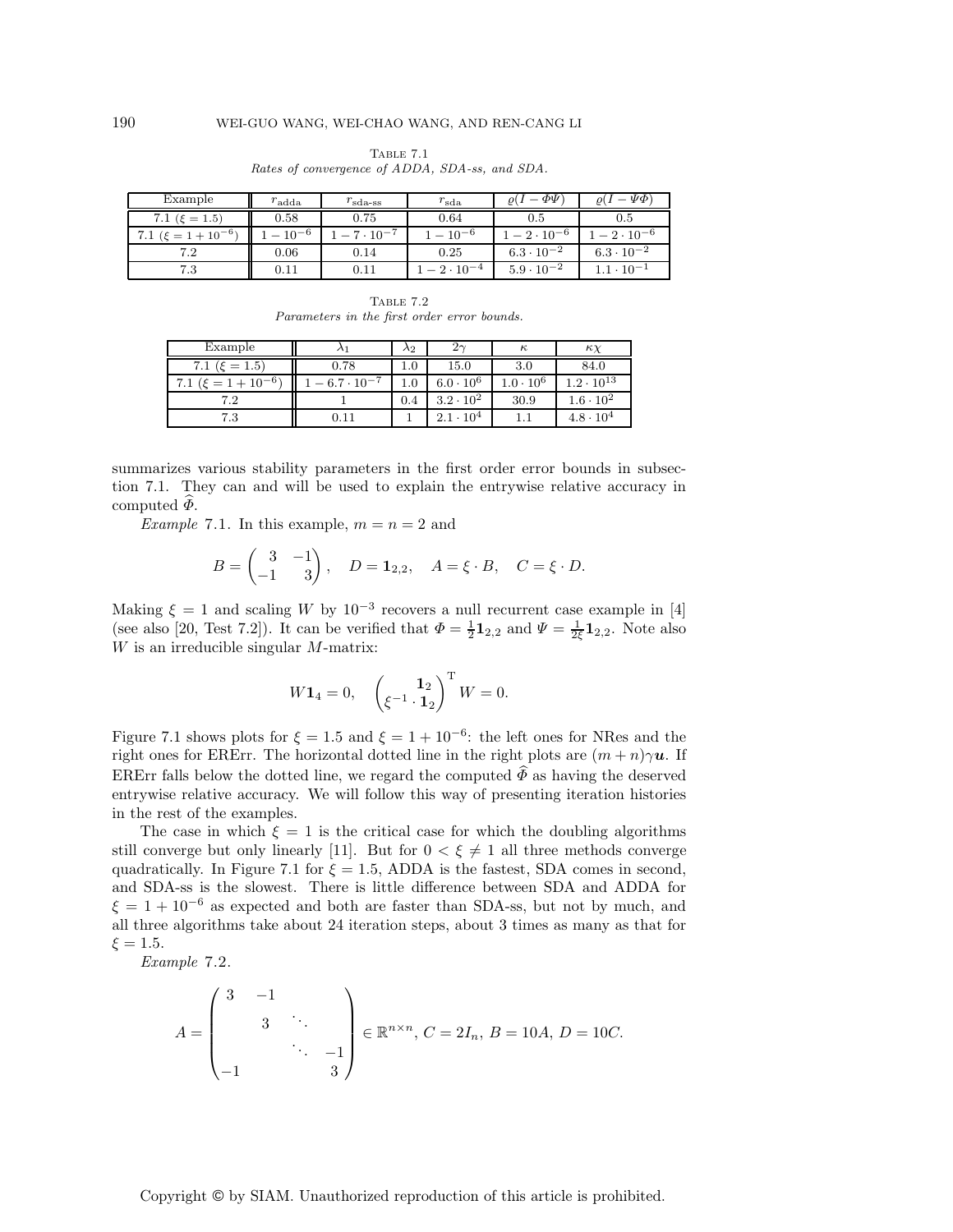Table 7.1
*Rates of convergence of ADDA, SDA-ss, and SDA.*

| Example | $r_{\text{adda}}$ | $r_{\text{sda-ss}}$ | $r_{\text{sda}}$ | $\varrho(I-\Phi\Psi)$ | $\varrho(I-\Psi\Phi)$ |
|---|---|---|---|---|---|
| 7.1 ($\xi=1.5$) | 0.58 | 0.75 | 0.64 | 0.5 | 0.5 |
| 7.1 ($\xi=1+10^{-6}$) | $1-10^{-6}$ | $1-7\cdot 10^{-7}$ | $1-10^{-6}$ | $1-2\cdot 10^{-6}$ | $1-2\cdot 10^{-6}$ |
| 7.2 | 0.06 | 0.14 | 0.25 | $6.3\cdot 10^{-2}$ | $6.3\cdot 10^{-2}$ |
| 7.3 | 0.11 | 0.11 | $1-2\cdot 10^{-4}$ | $5.9\cdot 10^{-2}$ | $1.1\cdot 10^{-1}$ |

Table 7.2
*Parameters in the first order error bounds.*

| Example | $\lambda_1$ | $\lambda_2$ | $2\gamma$ | $\kappa$ | $\kappa\chi$ |
|---|---|---|---|---|---|
| 7.1 ($\xi=1.5$) | 0.78 | 1.0 | 15.0 | 3.0 | 84.0 |
| 7.1 ($\xi=1+10^{-6}$) | $1-6.7\cdot 10^{-7}$ | 1.0 | $6.0\cdot 10^{6}$ | $1.0\cdot 10^{6}$ | $1.2\cdot 10^{13}$ |
| 7.2 | 1 | 0.4 | $3.2\cdot 10^{2}$ | 30.9 | $1.6\cdot 10^{2}$ |
| 7.3 | 0.11 | 1 | $2.1\cdot 10^{4}$ | 1.1 | $4.8\cdot 10^{4}$ |

summarizes various stability parameters in the first order error bounds in subsection 7.1. They can and will be used to explain the entrywise relative accuracy in computed $\widehat{\Phi}$.

*Example* 7.1. In this example, $m=n=2$ and

$$B=\begin{pmatrix} 3 & -1\\ -1 & 3\end{pmatrix},\quad D=\mathbf{1}_{2,2},\quad A=\xi\cdot B,\quad C=\xi\cdot D.$$

Making $\xi=1$ and scaling $W$ by $10^{-3}$ recovers a null recurrent case example in [4] (see also [20, Test 7.2]). It can be verified that $\Phi=\frac{1}{2}\mathbf{1}_{2,2}$ and $\Psi=\frac{1}{2\xi}\mathbf{1}_{2,2}$. Note also $W$ is an irreducible singular $M$-matrix:

$$W\mathbf{1}_4=0,\quad \begin{pmatrix}\mathbf{1}_2\\ \xi^{-1}\cdot\mathbf{1}_2\end{pmatrix}^{\mathrm{T}} W=0.$$

Figure 7.1 shows plots for $\xi=1.5$ and $\xi=1+10^{-6}$: the left ones for NRes and the right ones for ERErr. The horizontal dotted line in the right plots are $(m+n)\gamma\boldsymbol{u}$. If ERErr falls below the dotted line, we regard the computed $\widehat{\Phi}$ as having the deserved entrywise relative accuracy. We will follow this way of presenting iteration histories in the rest of the examples.

The case in which $\xi=1$ is the critical case for which the doubling algorithms still converge but only linearly [11]. But for $0<\xi\neq 1$ all three methods converge quadratically. In Figure 7.1 for $\xi=1.5$, ADDA is the fastest, SDA comes in second, and SDA-ss is the slowest. There is little difference between SDA and ADDA for $\xi=1+10^{-6}$ as expected and both are faster than SDA-ss, but not by much, and all three algorithms take about 24 iteration steps, about 3 times as many as that for $\xi=1.5$.

*Example* 7.2.

$$A=\begin{pmatrix} 3 & -1 & & \\ & 3 & \ddots & \\ & & \ddots & -1\\ -1 & & & 3\end{pmatrix}\in\mathbb{R}^{n\times n},\ C=2I_n,\ B=10A,\ D=10C.$$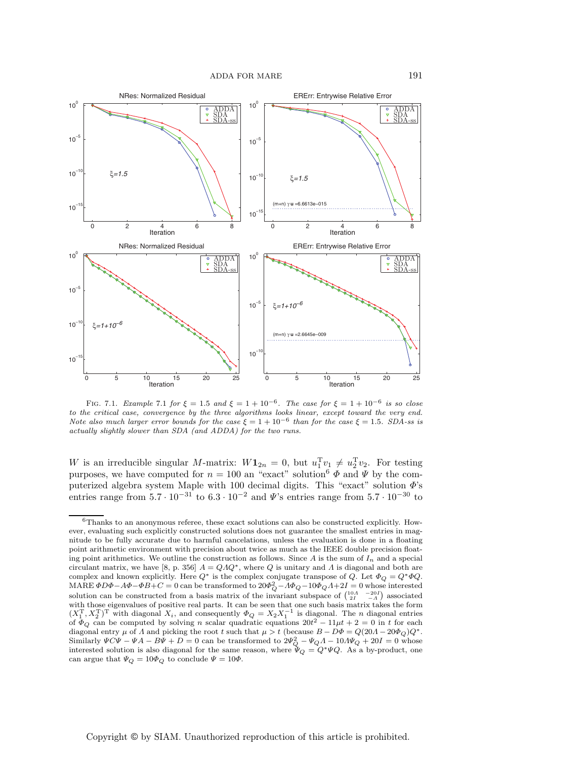FIG. 7.1. *Example 7.1 for $\xi = 1.5$ and $\xi = 1 + 10^{-6}$. The case for $\xi = 1 + 10^{-6}$ is so close to the critical case, convergence by the three algorithms looks linear, except toward the very end. Note also much larger error bounds for the case $\xi = 1 + 10^{-6}$ than for the case $\xi = 1.5$. SDA-ss is actually slightly slower than SDA (and ADDA) for the two runs.*

$W$ is an irreducible singular $M$-matrix: $W\mathbf{1}_{2n} = 0$, but $u_1^{\mathrm{T}} v_1 \neq u_2^{\mathrm{T}} v_2$. For testing purposes, we have computed for $n = 100$ an "exact" solution[6] $\Phi$ and $\Psi$ by the computerized algebra system Maple with 100 decimal digits. This "exact" solution $\Phi$'s entries range from $5.7 \cdot 10^{-31}$ to $6.3 \cdot 10^{-2}$ and $\Psi$'s entries range from $5.7 \cdot 10^{-30}$ to

[6] Thanks to an anonymous referee, these exact solutions can also be constructed explicitly. However, evaluating such explicitly constructed solutions does not guarantee the smallest entries in magnitude to be fully accurate due to harmful cancelations, unless the evaluation is done in a floating point arithmetic environment with precision about twice as much as the IEEE double precision floating point arithmetics. We outline the construction as follows. Since $A$ is the sum of $I_n$ and a special circulant matrix, we have [8, p. 356] $A = Q\Lambda Q^*$, where $Q$ is unitary and $\Lambda$ is diagonal and both are complex and known explicitly. Here $Q^*$ is the complex conjugate transpose of $Q$. Let $\Phi_Q = Q^*\Phi Q$. MARE $\Phi D\Phi - A\Phi - \Phi B + C = 0$ can be transformed to $20\Phi_Q^2 - \Lambda\Phi_Q - 10\Phi_Q\Lambda + 2I = 0$ whose interested solution can be constructed from a basis matrix of the invariant subspace of $\begin{pmatrix} 10\Lambda & -20I \\ 2I & -\Lambda \end{pmatrix}$ associated with those eigenvalues of positive real parts. It can be seen that one such basis matrix takes the form $(X_1^{\mathrm{T}}, X_2^{\mathrm{T}})^{\mathrm{T}}$ with diagonal $X_i$, and consequently $\Phi_Q = X_2 X_1^{-1}$ is diagonal. The $n$ diagonal entries of $\Phi_Q$ can be computed by solving $n$ scalar quadratic equations $20t^2 - 11\mu t + 2 = 0$ in $t$ for each diagonal entry $\mu$ of $\Lambda$ and picking the root $t$ such that $\mu > t$ (because $B - D\Phi = Q(20\Lambda - 20\Phi_Q)Q^*$. Similarly $\Psi C\Psi - \Psi A - B\Psi + D = 0$ can be transformed to $2\Psi_Q^2 - \Psi_Q\Lambda - 10\Lambda\Psi_Q + 20I = 0$ whose interested solution is also diagonal for the same reason, where $\Psi_Q = Q^*\Psi Q$. As a by-product, one can argue that $\Psi_Q = 10\Phi_Q$ to conclude $\Psi = 10\Phi$.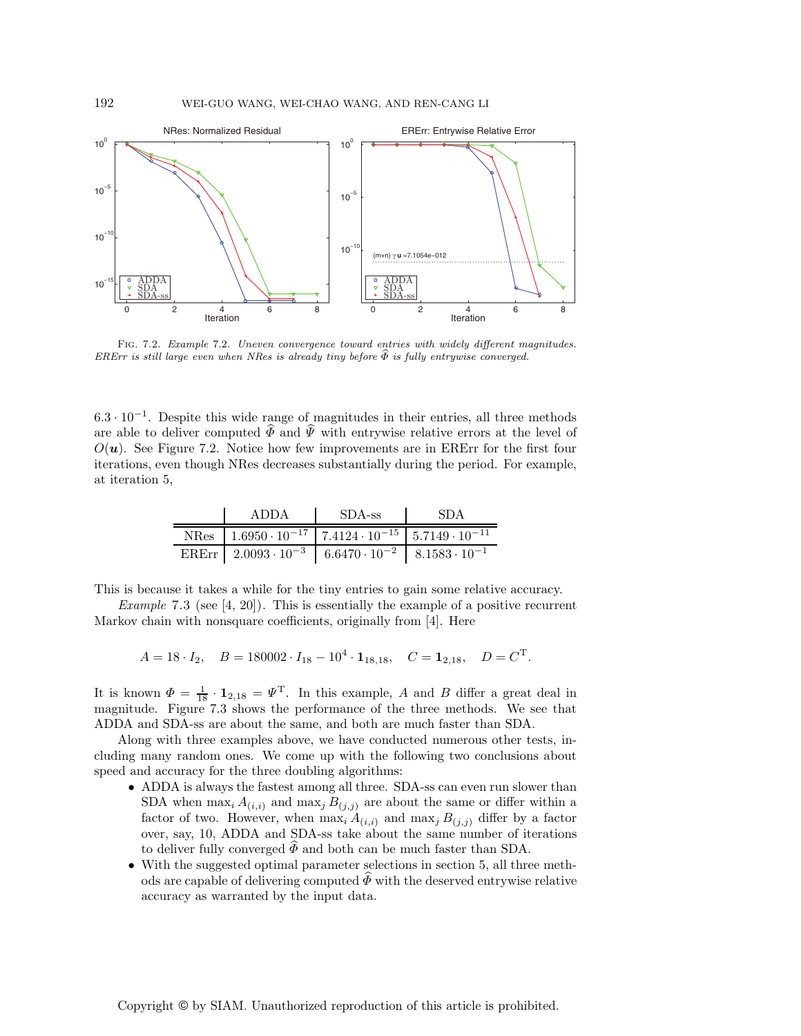Fig. 7.2. *Example* 7.2. *Uneven convergence toward entries with widely different magnitudes. ERErr is still large even when NRes is already tiny before $\widehat{\Phi}$ is fully entrywise converged.*

$6.3 \cdot 10^{-1}$. Despite this wide range of magnitudes in their entries, all three methods are able to deliver computed $\widehat{\Phi}$ and $\widehat{\Psi}$ with entrywise relative errors at the level of $O(\boldsymbol{u})$. See Figure 7.2. Notice how few improvements are in ERErr for the first four iterations, even though NRes decreases substantially during the period. For example, at iteration 5,

| | ADDA | SDA-ss | SDA |
|---|---|---|---|
| NRes | $1.6950 \cdot 10^{-17}$ | $7.4124 \cdot 10^{-15}$ | $5.7149 \cdot 10^{-11}$ |
| ERErr | $2.0093 \cdot 10^{-3}$ | $6.6470 \cdot 10^{-2}$ | $8.1583 \cdot 10^{-1}$ |

This is because it takes a while for the tiny entries to gain some relative accuracy.

*Example* 7.3 (see [4, 20]). This is essentially the example of a positive recurrent Markov chain with nonsquare coefficients, originally from [4]. Here

$$A = 18 \cdot I_2, \quad B = 180002 \cdot I_{18} - 10^4 \cdot \mathbf{1}_{18,18}, \quad C = \mathbf{1}_{2,18}, \quad D = C^{\mathrm{T}}.$$

It is known $\Phi = \frac{1}{18} \cdot \mathbf{1}_{2,18} = \Psi^{\mathrm{T}}$. In this example, $A$ and $B$ differ a great deal in magnitude. Figure 7.3 shows the performance of the three methods. We see that ADDA and SDA-ss are about the same, and both are much faster than SDA.

Along with three examples above, we have conducted numerous other tests, including many random ones. We come up with the following two conclusions about speed and accuracy for the three doubling algorithms:

- ADDA is always the fastest among all three. SDA-ss can even run slower than SDA when $\max_i A_{(i,i)}$ and $\max_j B_{(j,j)}$ are about the same or differ within a factor of two. However, when $\max_i A_{(i,i)}$ and $\max_j B_{(j,j)}$ differ by a factor over, say, 10, ADDA and SDA-ss take about the same number of iterations to deliver fully converged $\widehat{\Phi}$ and both can be much faster than SDA.
- With the suggested optimal parameter selections in section 5, all three methods are capable of delivering computed $\widehat{\Phi}$ with the deserved entrywise relative accuracy as warranted by the input data.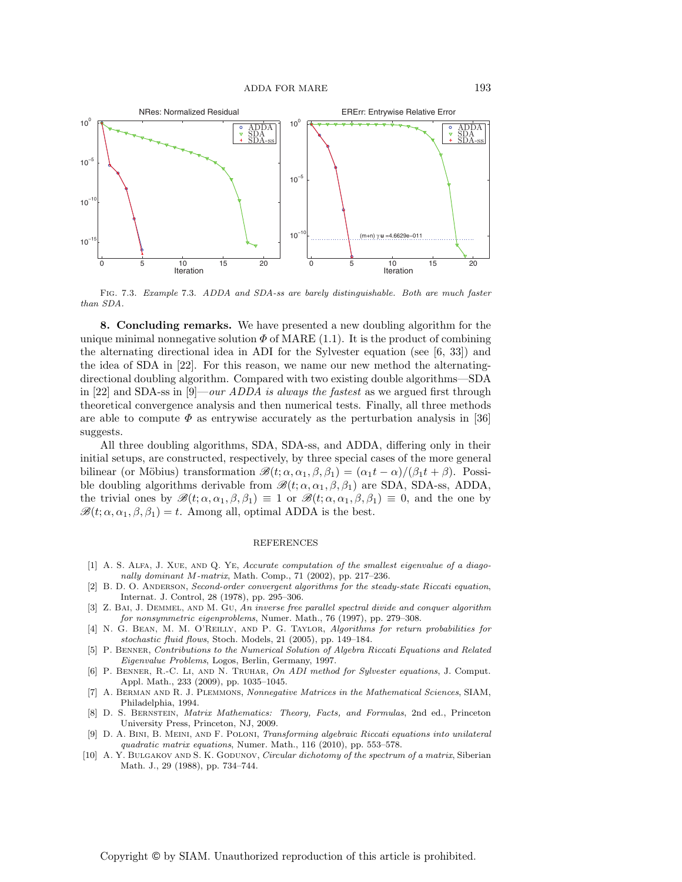Fig. 7.3. *Example 7.3. ADDA and SDA-ss are barely distinguishable. Both are much faster than SDA.*

**8. Concluding remarks.** We have presented a new doubling algorithm for the unique minimal nonnegative solution $\Phi$ of MARE (1.1). It is the product of combining the alternating directional idea in ADI for the Sylvester equation (see [6, 33]) and the idea of SDA in [22]. For this reason, we name our new method the alternating-directional doubling algorithm. Compared with two existing double algorithms—SDA in [22] and SDA-ss in [9]—*our ADDA is always the fastest* as we argued first through theoretical convergence analysis and then numerical tests. Finally, all three methods are able to compute $\Phi$ as entrywise accurately as the perturbation analysis in [36] suggests.

All three doubling algorithms, SDA, SDA-ss, and ADDA, differing only in their initial setups, are constructed, respectively, by three special cases of the more general bilinear (or Möbius) transformation $\mathscr{B}(t; \alpha, \alpha_1, \beta, \beta_1) = (\alpha_1 t - \alpha)/(\beta_1 t + \beta)$. Possible doubling algorithms derivable from $\mathscr{B}(t; \alpha, \alpha_1, \beta, \beta_1)$ are SDA, SDA-ss, ADDA, the trivial ones by $\mathscr{B}(t; \alpha, \alpha_1, \beta, \beta_1) \equiv 1$ or $\mathscr{B}(t; \alpha, \alpha_1, \beta, \beta_1) \equiv 0$, and the one by $\mathscr{B}(t; \alpha, \alpha_1, \beta, \beta_1) = t$. Among all, optimal ADDA is the best.

## REFERENCES

[1] A. S. Alfa, J. Xue, and Q. Ye, *Accurate computation of the smallest eigenvalue of a diagonally dominant M-matrix*, Math. Comp., 71 (2002), pp. 217–236.

[2] B. D. O. Anderson, *Second-order convergent algorithms for the steady-state Riccati equation*, Internat. J. Control, 28 (1978), pp. 295–306.

[3] Z. Bai, J. Demmel, and M. Gu, *An inverse free parallel spectral divide and conquer algorithm for nonsymmetric eigenproblems*, Numer. Math., 76 (1997), pp. 279–308.

[4] N. G. Bean, M. M. O'Reilly, and P. G. Taylor, *Algorithms for return probabilities for stochastic fluid flows*, Stoch. Models, 21 (2005), pp. 149–184.

[5] P. Benner, *Contributions to the Numerical Solution of Algebra Riccati Equations and Related Eigenvalue Problems*, Logos, Berlin, Germany, 1997.

[6] P. Benner, R.-C. Li, and N. Truhar, *On ADI method for Sylvester equations*, J. Comput. Appl. Math., 233 (2009), pp. 1035–1045.

[7] A. Berman and R. J. Plemmons, *Nonnegative Matrices in the Mathematical Sciences*, SIAM, Philadelphia, 1994.

[8] D. S. Bernstein, *Matrix Mathematics: Theory, Facts, and Formulas*, 2nd ed., Princeton University Press, Princeton, NJ, 2009.

[9] D. A. Bini, B. Meini, and F. Poloni, *Transforming algebraic Riccati equations into unilateral quadratic matrix equations*, Numer. Math., 116 (2010), pp. 553–578.

[10] A. Y. Bulgakov and S. K. Godunov, *Circular dichotomy of the spectrum of a matrix*, Siberian Math. J., 29 (1988), pp. 734–744.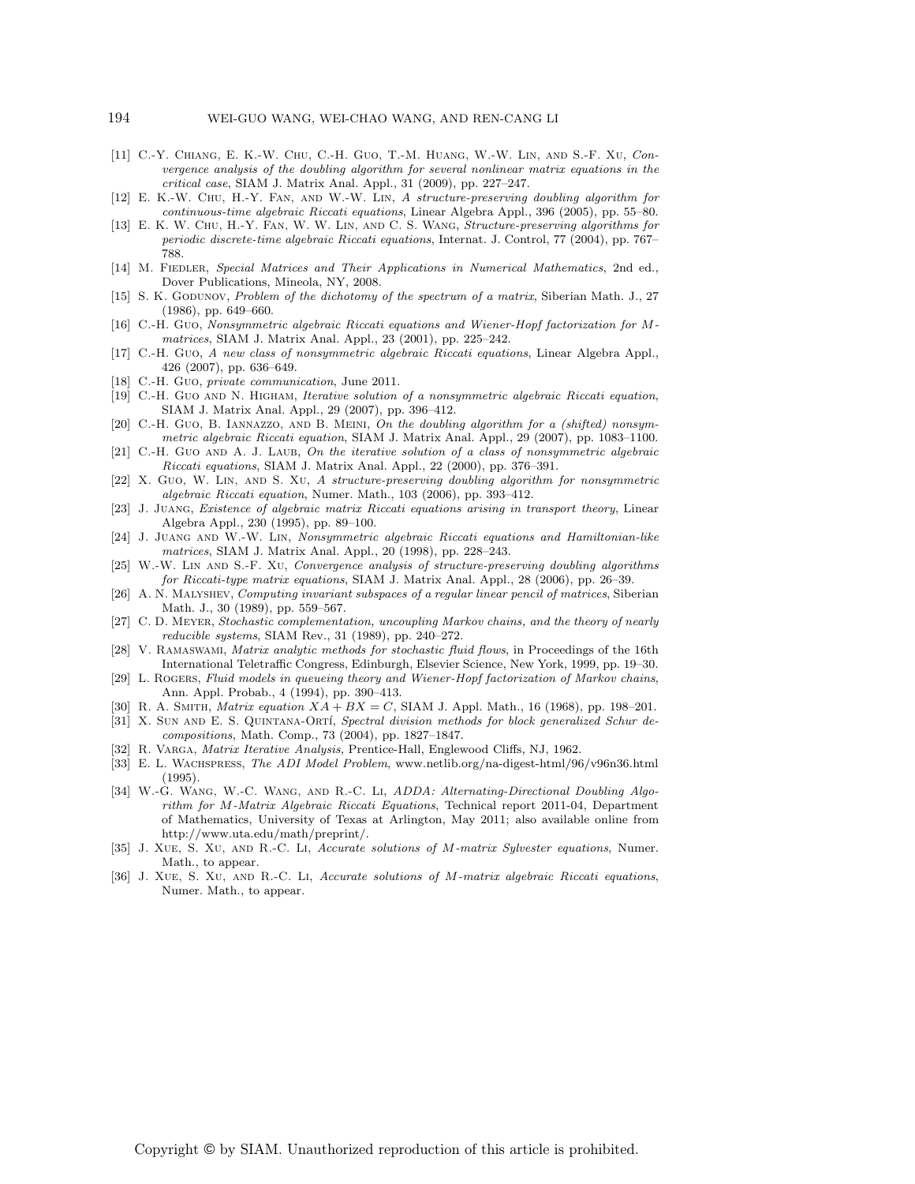[11] C.-Y. Chiang, E. K.-W. Chu, C.-H. Guo, T.-M. Huang, W.-W. Lin, and S.-F. Xu, *Convergence analysis of the doubling algorithm for several nonlinear matrix equations in the critical case*, SIAM J. Matrix Anal. Appl., 31 (2009), pp. 227–247.

[12] E. K.-W. Chu, H.-Y. Fan, and W.-W. Lin, *A structure-preserving doubling algorithm for continuous-time algebraic Riccati equations*, Linear Algebra Appl., 396 (2005), pp. 55–80.

[13] E. K. W. Chu, H.-Y. Fan, W. W. Lin, and C. S. Wang, *Structure-preserving algorithms for periodic discrete-time algebraic Riccati equations*, Internat. J. Control, 77 (2004), pp. 767–788.

[14] M. Fiedler, *Special Matrices and Their Applications in Numerical Mathematics*, 2nd ed., Dover Publications, Mineola, NY, 2008.

[15] S. K. Godunov, *Problem of the dichotomy of the spectrum of a matrix*, Siberian Math. J., 27 (1986), pp. 649–660.

[16] C.-H. Guo, *Nonsymmetric algebraic Riccati equations and Wiener-Hopf factorization for M-matrices*, SIAM J. Matrix Anal. Appl., 23 (2001), pp. 225–242.

[17] C.-H. Guo, *A new class of nonsymmetric algebraic Riccati equations*, Linear Algebra Appl., 426 (2007), pp. 636–649.

[18] C.-H. Guo, *private communication*, June 2011.

[19] C.-H. Guo and N. Higham, *Iterative solution of a nonsymmetric algebraic Riccati equation*, SIAM J. Matrix Anal. Appl., 29 (2007), pp. 396–412.

[20] C.-H. Guo, B. Iannazzo, and B. Meini, *On the doubling algorithm for a (shifted) nonsymmetric algebraic Riccati equation*, SIAM J. Matrix Anal. Appl., 29 (2007), pp. 1083–1100.

[21] C.-H. Guo and A. J. Laub, *On the iterative solution of a class of nonsymmetric algebraic Riccati equations*, SIAM J. Matrix Anal. Appl., 22 (2000), pp. 376–391.

[22] X. Guo, W. Lin, and S. Xu, *A structure-preserving doubling algorithm for nonsymmetric algebraic Riccati equation*, Numer. Math., 103 (2006), pp. 393–412.

[23] J. Juang, *Existence of algebraic matrix Riccati equations arising in transport theory*, Linear Algebra Appl., 230 (1995), pp. 89–100.

[24] J. Juang and W.-W. Lin, *Nonsymmetric algebraic Riccati equations and Hamiltonian-like matrices*, SIAM J. Matrix Anal. Appl., 20 (1998), pp. 228–243.

[25] W.-W. Lin and S.-F. Xu, *Convergence analysis of structure-preserving doubling algorithms for Riccati-type matrix equations*, SIAM J. Matrix Anal. Appl., 28 (2006), pp. 26–39.

[26] A. N. Malyshev, *Computing invariant subspaces of a regular linear pencil of matrices*, Siberian Math. J., 30 (1989), pp. 559–567.

[27] C. D. Meyer, *Stochastic complementation, uncoupling Markov chains, and the theory of nearly reducible systems*, SIAM Rev., 31 (1989), pp. 240–272.

[28] V. Ramaswami, *Matrix analytic methods for stochastic fluid flows*, in Proceedings of the 16th International Teletraffic Congress, Edinburgh, Elsevier Science, New York, 1999, pp. 19–30.

[29] L. Rogers, *Fluid models in queueing theory and Wiener-Hopf factorization of Markov chains*, Ann. Appl. Probab., 4 (1994), pp. 390–413.

[30] R. A. Smith, *Matrix equation $XA + BX = C$*, SIAM J. Appl. Math., 16 (1968), pp. 198–201.

[31] X. Sun and E. S. Quintana-Ortí, *Spectral division methods for block generalized Schur decompositions*, Math. Comp., 73 (2004), pp. 1827–1847.

[32] R. Varga, *Matrix Iterative Analysis*, Prentice-Hall, Englewood Cliffs, NJ, 1962.

[33] E. L. Wachspress, *The ADI Model Problem*, www.netlib.org/na-digest-html/96/v96n36.html (1995).

[34] W.-G. Wang, W.-C. Wang, and R.-C. Li, *ADDA: Alternating-Directional Doubling Algorithm for M-Matrix Algebraic Riccati Equations*, Technical report 2011-04, Department of Mathematics, University of Texas at Arlington, May 2011; also available online from http://www.uta.edu/math/preprint/.

[35] J. Xue, S. Xu, and R.-C. Li, *Accurate solutions of M-matrix Sylvester equations*, Numer. Math., to appear.

[36] J. Xue, S. Xu, and R.-C. Li, *Accurate solutions of M-matrix algebraic Riccati equations*, Numer. Math., to appear.